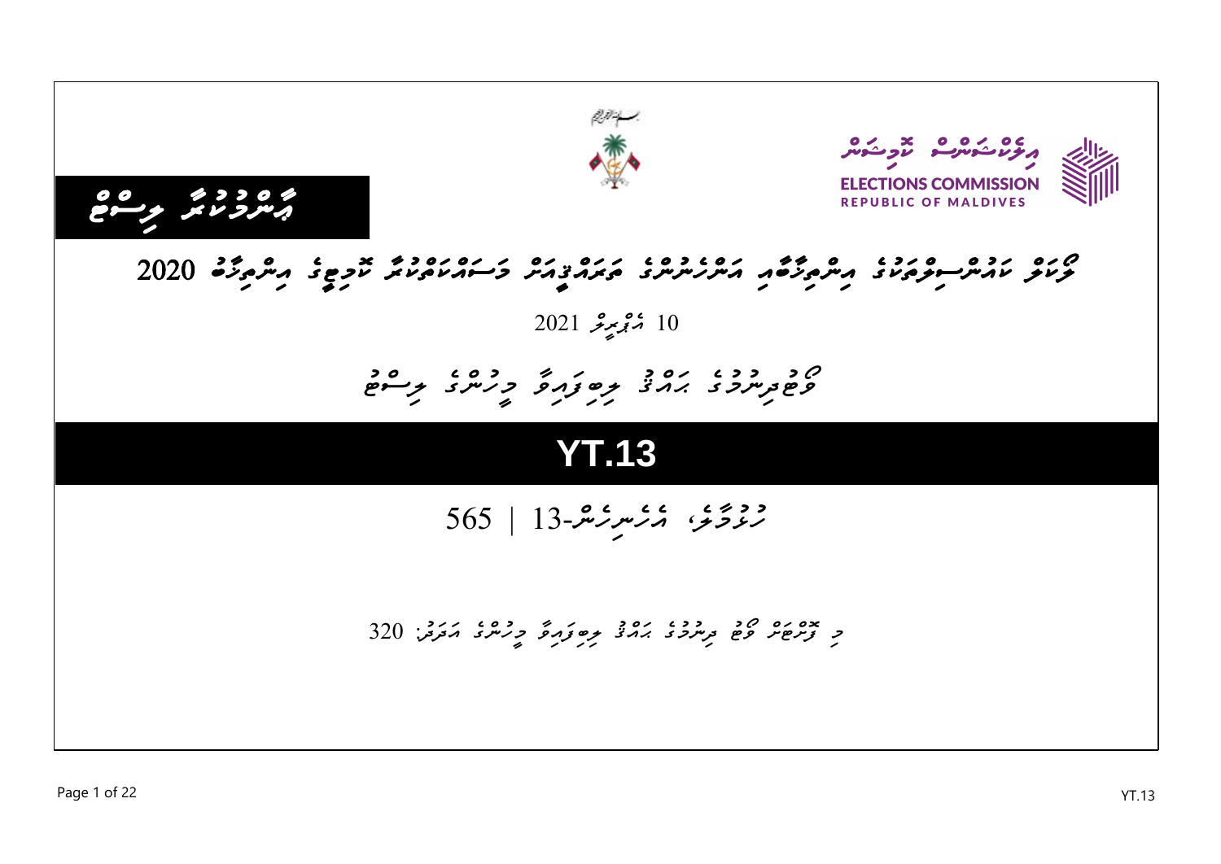ބިސްމިﷲ

އިލެކްޝަންސް ކޮމިޝަން

ELECTIONS COMMISSION

REPUBLIC OF MALDIVES

# އާންމުކުރާ ލިސްޓު

## ލޯކަލް ކައުންސިލްތަކުގެ އިންތިޚާބާއި އަންހެނުންގެ ތަރައްޤީއަށް މަސައްކަތްކުރާ ކޮމިޓީގެ އިންތިޚާބު 2020

10 އޭޕްރިލް 2021

### ވޯޓުދިނުމުގެ ބައްޓަން ލިބިފައިވާ މީހުންގެ ލިސްޓު

# YT.13

## ހުޅުމާލެ، އުތުރުހުޅުވަނު-13 | 565

މި ފޯމްބަން ވޯޓު ދިނުމުގެ ބައްޓަން ލިބިފައިވާ މީހުންގެ އަދަދު: 320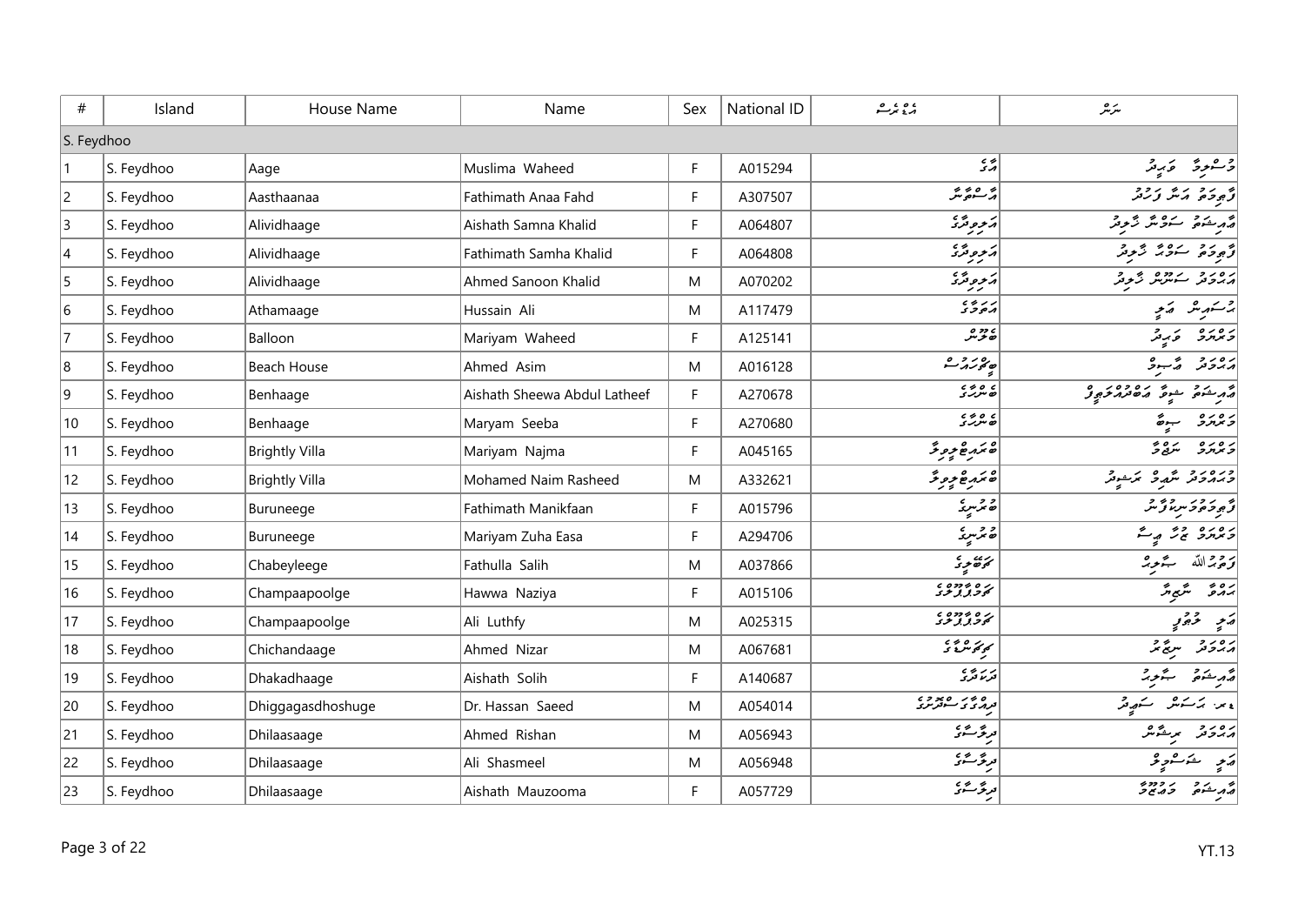| # | Island | House Name | Name | Sex | National ID | ގެއުގެ ނަން | ނަން |
|---|---|---|---|---|---|---|---|
| S. Feydhoo | | | | | | | |
| 1 | S. Feydhoo | Aage | Muslima Waheed | F | A015294 | އާގެ | މުސްލިމާ ވަހީދު |
| 2 | S. Feydhoo | Aasthaanaa | Fathimath Anaa Fahd | F | A307507 | އާސްތާނާ | ފާތިމަތު އަނާ ފަހުދު |
| 3 | S. Feydhoo | Alividhaage | Aishath Samna Khalid | F | A064807 | އަލިވިދާގެ | އާއިޝަތު ސަމްނާ ޚާލިދު |
| 4 | S. Feydhoo | Alividhaage | Fathimath Samha Khalid | F | A064808 | އަލިވިދާގެ | ފާތިމަތު ސަމްހާ ޚާލިދު |
| 5 | S. Feydhoo | Alividhaage | Ahmed Sanoon Khalid | M | A070202 | އަލިވިދާގެ | އަޙްމަދު ސަނޫން ޚާލިދު |
| 6 | S. Feydhoo | Athamaage | Hussain Ali | M | A117479 | އަތަމާގެ | ޙުސައިން ޢަލީ |
| 7 | S. Feydhoo | Balloon | Mariyam Waheed | F | A125141 | ބެލޫން | މަރިޔަމް ވަހީދު |
| 8 | S. Feydhoo | Beach House | Ahmed Asim | M | A016128 | ބީޗްހައުސް | އަޙްމަދު އާޞިމް |
| 9 | S. Feydhoo | Benhaage | Aishath Sheewa Abdul Latheef | F | A270678 | ބެންހާގެ | އާއިޝަތު ޝީވާ އަބްދުލްލަޠީފު |
| 10 | S. Feydhoo | Benhaage | Maryam Seeba | F | A270680 | ބެންހާގެ | މަރްޔަމް ސީބާ |
| 11 | S. Feydhoo | Brightly Villa | Mariyam Najma | F | A045165 | ބްރައިޓްލީވިލާ | މަރިޔަމް ނަޖްމާ |
| 12 | S. Feydhoo | Brightly Villa | Mohamed Naim Rasheed | M | A332621 | ބްރައިޓްލީވިލާ | މުޙައްމަދު ނާއިމް ރަޝީދު |
| 13 | S. Feydhoo | Buruneege | Fathimath Manikfaan | F | A015796 | ބުރުނީގެ | ފާތިމަތުމަނިކުފާން |
| 14 | S. Feydhoo | Buruneege | Mariyam Zuha Easa | F | A294706 | ބުރުނީގެ | މަރިޔަމް ޒުހާ ޢީސާ |
| 15 | S. Feydhoo | Chabeyleege | Fathulla Salih | M | A037866 | ޗަބޭލީގެ | ފަތުحُالله ސާލިހު |
| 16 | S. Feydhoo | Champaapoolge | Hawwa Naziya | F | A015106 | ޗަމްޕާޕޫލްގެ | ހައްވާ ނާޒިޔާ |
| 17 | S. Feydhoo | Champaapoolge | Ali Luthfy | M | A025315 | ޗަމްޕާޕޫލްގެ | ޢަލީ ލުތުފީ |
| 18 | S. Feydhoo | Chichandaage | Ahmed Nizar | M | A067681 | ޗިޗަންދާގެ | އަޙްމަދު ނިޒާރު |
| 19 | S. Feydhoo | Dhakadhaage | Aishath Solih | F | A140687 | ދަކަދާގެ | އާއިޝަތު ޞާލިޙު |
| 20 | S. Feydhoo | Dhiggagasdhoshuge | Dr. Hassan Saeed | M | A054014 | ދިއްގަގަސްދޮށުގެ | ޑރ. ޙަސަން ސަޢީދު |
| 21 | S. Feydhoo | Dhilaasaage | Ahmed Rishan | M | A056943 | ދިލާސާގެ | އަޙްމަދު ރިޝާން |
| 22 | S. Feydhoo | Dhilaasaage | Ali Shasmeel | M | A056948 | ދިލާސާގެ | ޢަލީ ޝަސްމީލު |
| 23 | S. Feydhoo | Dhilaasaage | Aishath Mauzooma | F | A057729 | ދިލާސާގެ | އާއިޝަތު މައުޒޫމާ |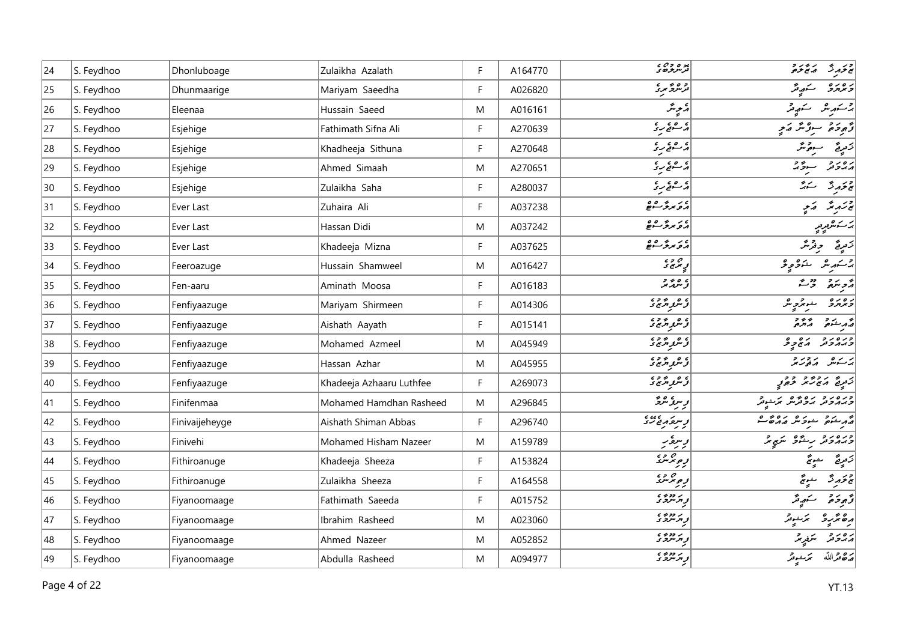| 24 | S. Feydhoo | Dhonluboage | Zulaikha Azalath | F | A164770 | ދޮންލުބޯގެ | ޒުލައިޚާ އަޒަލަތު |
|---|---|---|---|---|---|---|---|
| 25 | S. Feydhoo | Dhunmaarige | Mariyam Saeedha | F | A026820 | ދުންމާރިގެ | މަރިޔަމް ސަޢީދާ |
| 26 | S. Feydhoo | Eleenaa | Hussain Saeed | M | A016161 | އެލީނާ | ހުސައިން ސަޢީދު |
| 27 | S. Feydhoo | Esjehige | Fathimath Sifna Ali | F | A270639 | އެސްޖެހިގެ | ފާތިމަތު ސިފްނާ ޢަލީ |
| 28 | S. Feydhoo | Esjehige | Khadheeja Sithuna | F | A270648 | އެސްޖެހިގެ | ޚަދީޖާ ސިތުނާ |
| 29 | S. Feydhoo | Esjehige | Ahmed Simaah | M | A270651 | އެސްޖެހިގެ | އަޙްމަދު ސިމާޙު |
| 30 | S. Feydhoo | Esjehige | Zulaikha Saha | F | A280037 | އެސްޖެހިގެ | ޒުލައިޚާ ސަހާ |
| 31 | S. Feydhoo | Ever Last | Zuhaira Ali | F | A037238 | އެވަރލާސްޓް | ޒުހައިރާ ޢަލީ |
| 32 | S. Feydhoo | Ever Last | Hassan Didi | M | A037242 | އެވަރލާސްޓް | ހަސަންދީދީ |
| 33 | S. Feydhoo | Ever Last | Khadeeja Mizna | F | A037625 | އެވަރލާސްޓް | ޚަދީޖާ މިޒްނާ |
| 34 | S. Feydhoo | Feeroazuge | Hussain Shamweel | M | A016427 | ފީރޯޒުގެ | ހުސައިން ޝަމްވީލް |
| 35 | S. Feydhoo | Fen-aaru | Aminath Moosa | F | A016183 | ފެންއާރު | އާމިނަތު މޫސާ |
| 36 | S. Feydhoo | Fenfiyaazuge | Mariyam Shirmeen | F | A014306 | ފެންފިޔާޒުގެ | މަރިޔަމް ޝިރުމީން |
| 37 | S. Feydhoo | Fenfiyaazuge | Aishath Aayath | F | A015141 | ފެންފިޔާޒުގެ | ޢައިޝަތު އާޔަތު |
| 38 | S. Feydhoo | Fenfiyaazuge | Mohamed Azmeel | M | A045949 | ފެންފިޔާޒުގެ | މުޙައްމަދު އަޒްމީލް |
| 39 | S. Feydhoo | Fenfiyaazuge | Hassan Azhar | M | A045955 | ފެންފިޔާޒުގެ | ހަސަން އަޒްހަރު |
| 40 | S. Feydhoo | Fenfiyaazuge | Khadeeja Azhaaru Luthfee | F | A269073 | ފެންފިޔާޒުގެ | ޚަދީޖާ އަޒްހާރު ލުތުފީ |
| 41 | S. Feydhoo | Finifenmaa | Mohamed Hamdhan Rasheed | M | A296845 | ފިނިފެންމާ | މުޙައްމަދު ހަމްދާން ރަޝީދު |
| 42 | S. Feydhoo | Finivaijeheyge | Aishath Shiman Abbas | F | A296740 | ފިނިވައިޖެހޭގެ | ޢައިޝަތު ޝިމަން ޢައްބާސް |
| 43 | S. Feydhoo | Finivehi | Mohamed Hisham Nazeer | M | A159789 | ފިނިވެހި | މުޙައްމަދު ހިޝާމް ނަޒީރު |
| 44 | S. Feydhoo | Fithiroanuge | Khadeeja Sheeza | F | A153824 | ފިތިރޯނުގެ | ޚަދީޖާ ޝީޒާ |
| 45 | S. Feydhoo | Fithiroanuge | Zulaikha Sheeza | F | A164558 | ފިތިރޯނުގެ | ޒުލައިޚާ ޝީޒާ |
| 46 | S. Feydhoo | Fiyanoomaage | Fathimath Saeeda | F | A015752 | ފިޔަނޫމާގެ | ފާތިމަތު ސަޢީދާ |
| 47 | S. Feydhoo | Fiyanoomaage | Ibrahim Rasheed | M | A023060 | ފިޔަނޫމާގެ | އިބްރާހިމް ރަޝީދު |
| 48 | S. Feydhoo | Fiyanoomaage | Ahmed Nazeer | M | A052852 | ފިޔަނޫމާގެ | އަޙްމަދު ނަޒީރު |
| 49 | S. Feydhoo | Fiyanoomaage | Abdulla Rasheed | M | A094977 | ފިޔަނޫމާގެ | އަބްދުﷲ ރަޝީދު |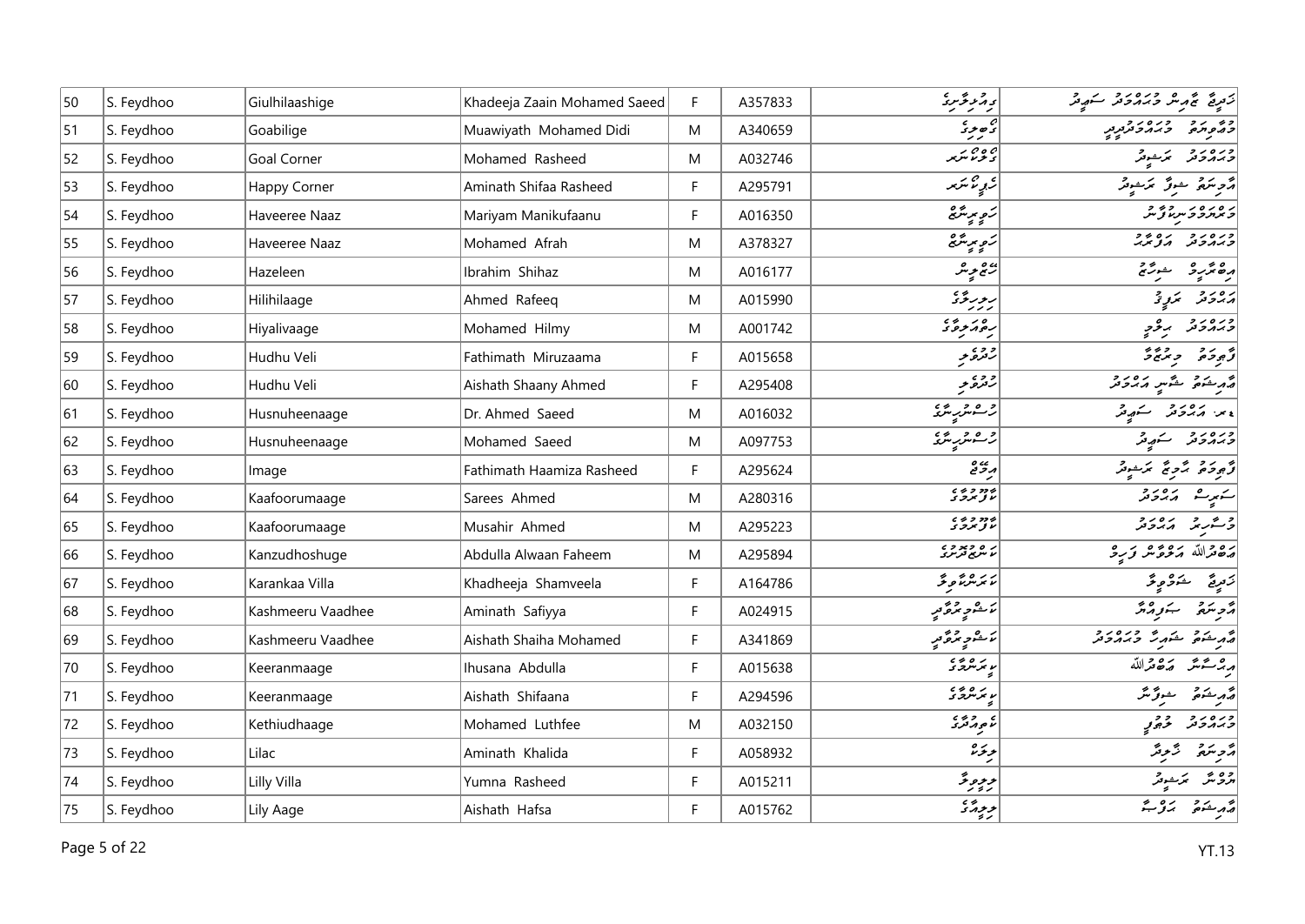| 50 | S. Feydhoo | Giulhilaashige | Khadeeja Zaain Mohamed Saeed | F | A357833 | ގިއުޅިލާށިގެ | ޚަދީޖާ ޒާއިން މުހައްމަދު ސަޢީދު |
|---|---|---|---|---|---|---|---|
| 51 | S. Feydhoo | Goabilige | Muawiyath Mohamed Didi | M | A340659 | ގޯބިލިގެ | މުއާވިޔަތު މުހައްމަދުދީދީ |
| 52 | S. Feydhoo | Goal Corner | Mohamed Rasheed | M | A032746 | ގޯލްކޯނަރ | މުހައްމަދު ރަޝީދު |
| 53 | S. Feydhoo | Happy Corner | Aminath Shifaa Rasheed | F | A295791 | ހެޕީކޯނަރ | އާމިނަތު ޝިފާ ރަޝީދު |
| 54 | S. Feydhoo | Haveeree Naaz | Mariyam Manikufaanu | F | A016350 | ހަވީރީނާޒް | މަރިޔަމް މަނިކުފާނު |
| 55 | S. Feydhoo | Haveeree Naaz | Mohamed Afrah | M | A378327 | ހަވީރީނާޒް | މުހައްމަދު އަފްރާހް |
| 56 | S. Feydhoo | Hazeleen | Ibrahim Shihaz | M | A016177 | ހޭޒްލީން | އިބްރާހީމް ޝިހާޒް |
| 57 | S. Feydhoo | Hilihilaage | Ahmed Rafeeq | M | A015990 | ހިލިހިލާގެ | އަހްމަދު ރަފީޤު |
| 58 | S. Feydhoo | Hiyalivaage | Mohamed Hilmy | M | A001742 | ހިޔަލިވާގެ | މުހައްމަދު ހިލްމީ |
| 59 | S. Feydhoo | Hudhu Veli | Fathimath Miruzaama | F | A015658 | ހުދުވެލި | ފާތިމަތު މިރުޒާމާ |
| 60 | S. Feydhoo | Hudhu Veli | Aishath Shaany Ahmed | F | A295408 | ހުދުވެލި | އާއިޝަތު ޝާނީ އަހްމަދު |
| 61 | S. Feydhoo | Husnuheenaage | Dr. Ahmed Saeed | M | A016032 | ހުސްނުހީނާގެ | ޑރ. އަހްމަދު ސަޢީދު |
| 62 | S. Feydhoo | Husnuheenaage | Mohamed Saeed | M | A097753 | ހުސްނުހީނާގެ | މުހައްމަދު ސަޢީދު |
| 63 | S. Feydhoo | Image | Fathimath Haamiza Rasheed | F | A295624 | އިމޭޖް | ފާތިމަތު ހާމިޒާ ރަޝީދު |
| 64 | S. Feydhoo | Kaafoorumaage | Sarees Ahmed | M | A280316 | ކާފޫރުމާގެ | ސަރީސް އަހްމަދު |
| 65 | S. Feydhoo | Kaafoorumaage | Musahir Ahmed | M | A295223 | ކާފޫރުމާގެ | މުސާހިރު އަހްމަދު |
| 66 | S. Feydhoo | Kanzudhoshuge | Abdulla Alwaan Faheem | M | A295894 | ކަންޒުދޮށުގެ | އަބްދުﷲ އަލްވާން ފަހީމް |
| 67 | S. Feydhoo | Karankaa Villa | Khadheeja Shamveela | F | A164786 | ކަރަންކާވިލާ | ޚަދީޖާ ޝަމްވީލާ |
| 68 | S. Feydhoo | Kashmeeru Vaadhee | Aminath Safiyya | F | A024915 | ކަޝްމީރުވާދީ | އާމިނަތު ސަފިއްޔާ |
| 69 | S. Feydhoo | Kashmeeru Vaadhee | Aishath Shaiha Mohamed | F | A341869 | ކަޝްމީރުވާދީ | އާއިޝަތު ޝައިހާ މުހައްމަދު |
| 70 | S. Feydhoo | Keeranmaage | Ihusana Abdulla | F | A015638 | ކީރަންމާގެ | އިހުސާނާ އަބްދުﷲ |
| 71 | S. Feydhoo | Keeranmaage | Aishath Shifaana | F | A294596 | ކީރަންމާގެ | އާއިޝަތު ޝިފާނާ |
| 72 | S. Feydhoo | Kethiudhaage | Mohamed Luthfee | M | A032150 | ކެތިއުދާގެ | މުހައްމަދު ލުތުފީ |
| 73 | S. Feydhoo | Lilac | Aminath Khalida | F | A058932 | ލިލަކް | އާމިނަތު ޚާލިދާ |
| 74 | S. Feydhoo | Lilly Villa | Yumna Rasheed | F | A015211 | ލިލީވިލާ | ޔުމްނާ ރަޝީދު |
| 75 | S. Feydhoo | Lily Aage | Aishath Hafsa | F | A015762 | ލިލީއާގެ | އާއިޝަތު ހަފްސާ |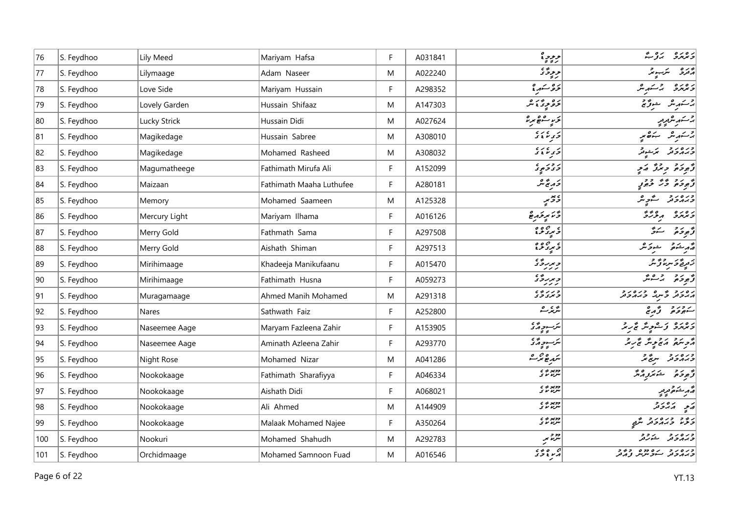| 76 | S. Feydhoo | Lily Meed | Mariyam Hafsa | F | A031841 | ލިލީމީޑް | މަރިޔަމް ހަފްސާ |
|---|---|---|---|---|---|---|---|
| 77 | S. Feydhoo | Lilymaage | Adam Naseer | M | A022240 | ލިލީމާގެ | އާދަމް ނަސީރު |
| 78 | S. Feydhoo | Love Side | Mariyam Hussain | F | A298352 | ލަވްސައިޑް | މަރިޔަމް ހުސައިން |
| 79 | S. Feydhoo | Lovely Garden | Hussain Shifaaz | M | A147303 | ލަވްލީގާޑަން | ހުސައިން ޝިފާޒް |
| 80 | S. Feydhoo | Lucky Strick | Hussain Didi | M | A027624 | ލަކީސްޓްރިކް | ހުސައިންދީދީ |
| 81 | S. Feydhoo | Magikedage | Hussain Sabree | M | A308010 | މަގިކެޑަގެ | ހުސައިން ސަބްރީ |
| 82 | S. Feydhoo | Magikedage | Mohamed Rasheed | M | A308032 | މަގިކެޑަގެ | މުޙައްމަދު ރަޝީދު |
| 83 | S. Feydhoo | Magumatheege | Fathimath Mirufa Ali | F | A152099 | މަގުމަތީގެ | ފާތިމަތު މިރުފާ އަލި |
| 84 | S. Feydhoo | Maizaan | Fathimath Maaha Luthufee | F | A280181 | މައިޒާން | ފާތިމަތު މާހާ ލުތުފީ |
| 85 | S. Feydhoo | Memory | Mohamed Saameen | M | A125328 | މެމަރީ | މުޙައްމަދު ސާމީން |
| 86 | S. Feydhoo | Mercury Light | Mariyam Ilhama | F | A016126 | މާކިއުރީލައިޓް | މަރިޔަމް އިލްހާމާ |
| 87 | S. Feydhoo | Merry Gold | Fathmath Sama | F | A297508 | މެރީގޯލްޑް | ފާތިމަތު ސަމާ |
| 88 | S. Feydhoo | Merry Gold | Aishath Shiman | F | A297513 | މެރީގޯލްޑް | އައިޝަތު ޝިމަން |
| 89 | S. Feydhoo | Mirihimaage | Khadeeja Manikufaanu | F | A015470 | މިރިހިމާގެ | ޚަދީޖާ މަނިކުފާނު |
| 90 | S. Feydhoo | Mirihimaage | Fathimath Husna | F | A059273 | މިރިހިމާގެ | ފާތިމަތު ހުސްނާ |
| 91 | S. Feydhoo | Muragamaage | Ahmed Manih Mohamed | M | A291318 | މުރަގަމާގެ | އަޙްމަދު މާނިހް މުޙައްމަދު |
| 92 | S. Feydhoo | Nares | Sathwath Faiz | F | A252800 | ނާރެސް | ސަތުވަތު ފާއިޒު |
| 93 | S. Feydhoo | Naseemee Aage | Maryam Fazleena Zahir | F | A153905 | ނަސީމީއާގެ | މަރްޔަމް ފަޟްލީނާ ޒާހިރު |
| 94 | S. Feydhoo | Naseemee Aage | Aminath Azleena Zahir | F | A293770 | ނަސީމީއާގެ | އާމިނަތު އަޒްލީނާ ޒާހިރު |
| 95 | S. Feydhoo | Night Rose | Mohamed Nizar | M | A041286 | ނައިޓްރޯސް | މުޙައްމަދު ނިޒާރު |
| 96 | S. Feydhoo | Nookokaage | Fathimath Sharafiyya | F | A046334 | ނޫކޮކާގެ | ފާތިމަތު ޝަރަފިއްޔާ |
| 97 | S. Feydhoo | Nookokaage | Aishath Didi | F | A068021 | ނޫކޮކާގެ | އައިޝަތުދީދީ |
| 98 | S. Feydhoo | Nookokaage | Ali Ahmed | M | A144909 | ނޫކޮކާގެ | އަލި އަޙްމަދު |
| 99 | S. Feydhoo | Nookokaage | Malaak Mohamed Najee | F | A350264 | ނޫކޮކާގެ | މަލާކު މުޙައްމަދު ނާޖީ |
| 100 | S. Feydhoo | Nookuri | Mohamed Shahudh | M | A292783 | ނޫކުރި | މުޙައްމަދު ޝަހުދު |
| 101 | S. Feydhoo | Orchidmaage | Mohamed Samnoon Fuad | M | A016546 | އޯކިޑްމާގެ | މުޙައްމަދު ސަމްނޫން ފުއާދު |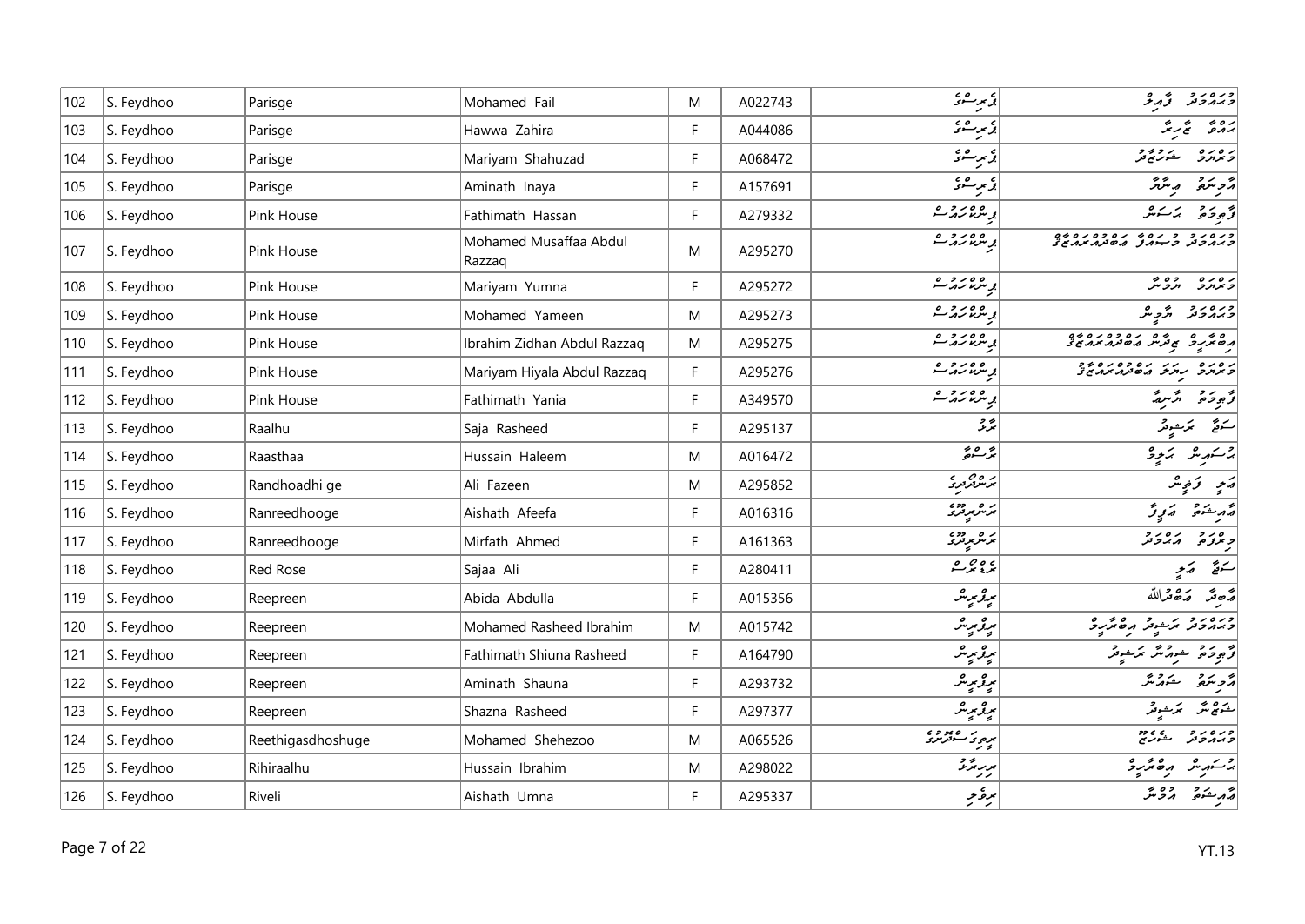| 102 | S. Feydhoo | Parisge | Mohamed Fail | M | A022743 | پެރިސްގެ | މުހައްމަދު ފާއިލް |
|---|---|---|---|---|---|---|---|
| 103 | S. Feydhoo | Parisge | Hawwa Zahira | F | A044086 | پެރިސްގެ | ހައްވާ ޒާހިރާ |
| 104 | S. Feydhoo | Parisge | Mariyam Shahuzad | F | A068472 | پެރިސްގެ | މަރިޔަމް ޝަހުޒާދު |
| 105 | S. Feydhoo | Parisge | Aminath Inaya | F | A157691 | پެރިސްގެ | އާމިނަތު އިނާޔާ |
| 106 | S. Feydhoo | Pink House | Fathimath Hassan | F | A279332 | ޕިންކްހައުސް | ފާތިމަތު ހަސަން |
| 107 | S. Feydhoo | Pink House | Mohamed Musaffaa Abdul Razzaq | M | A295270 | ޕިންކްހައުސް | މުހައްމަދު މުސައްފާ އަބްދުއްރައްޒާގު |
| 108 | S. Feydhoo | Pink House | Mariyam Yumna | F | A295272 | ޕިންކްހައުސް | މަރިޔަމް ޔުމްނާ |
| 109 | S. Feydhoo | Pink House | Mohamed Yameen | M | A295273 | ޕިންކްހައުސް | މުހައްމަދު ޔާމީން |
| 110 | S. Feydhoo | Pink House | Ibrahim Zidhan Abdul Razzaq | M | A295275 | ޕިންކްހައުސް | އިބްރާހީމް ޒިދާން އަބްދުއްރައްޒާގު |
| 111 | S. Feydhoo | Pink House | Mariyam Hiyala Abdul Razzaq | F | A295276 | ޕިންކްހައުސް | މަރިޔަމް ހިޔަލާ އަބްދުއްރައްޒާގު |
| 112 | S. Feydhoo | Pink House | Fathimath Yania | F | A349570 | ޕިންކްހައުސް | ފާތިމަތު ޔާނިއާ |
| 113 | S. Feydhoo | Raalhu | Saja Rasheed | F | A295137 | ރާޅު | ސަޖާ ރަޝީދު |
| 114 | S. Feydhoo | Raasthaa | Hussain Haleem | M | A016472 | ރާސްތާ | ހުސައިން ހަލީމް |
| 115 | S. Feydhoo | Randhoadhi ge | Ali Fazeen | M | A295852 | ރަންދޯދިގެ | އަލި ފަޒީން |
| 116 | S. Feydhoo | Ranreedhooge | Aishath Afeefa | F | A016316 | ރަންރީދޫގެ | އައިޝަތު އަފީފާ |
| 117 | S. Feydhoo | Ranreedhooge | Mirfath Ahmed | F | A161363 | ރަންރީދޫގެ | މިރްފަތު އަހްމަދު |
| 118 | S. Feydhoo | Red Rose | Sajaa Ali | F | A280411 | ރެޑްރޯސް | ސަޖާ އަލި |
| 119 | S. Feydhoo | Reepreen | Abida Abdulla | F | A015356 | ރީޕްރީން | އާބިދާ އަބްދުﷲ |
| 120 | S. Feydhoo | Reepreen | Mohamed Rasheed Ibrahim | M | A015742 | ރީޕްރީން | މުހައްމަދު ރަޝީދު އިބްރާހީމް |
| 121 | S. Feydhoo | Reepreen | Fathimath Shiuna Rasheed | F | A164790 | ރީޕްރީން | ފާތިމަތު ޝިއުނާ ރަޝީދު |
| 122 | S. Feydhoo | Reepreen | Aminath Shauna | F | A293732 | ރީޕްރީން | އާމިނަތު ޝައުނާ |
| 123 | S. Feydhoo | Reepreen | Shazna Rasheed | F | A297377 | ރީޕްރީން | ޝަޒްނާ ރަޝީދު |
| 124 | S. Feydhoo | Reethigasdhoshuge | Mohamed Shehezoo | M | A065526 | ރީތިގަސްދޮށުގެ | މުހައްމަދު ޝެހެޒޫ |
| 125 | S. Feydhoo | Rihiraalhu | Hussain Ibrahim | M | A298022 | ރިހިރާޅު | ހުސައިން އިބްރާހީމް |
| 126 | S. Feydhoo | Riveli | Aishath Umna | F | A295337 | ރިވެލި | އައިޝަތު އުމްނާ |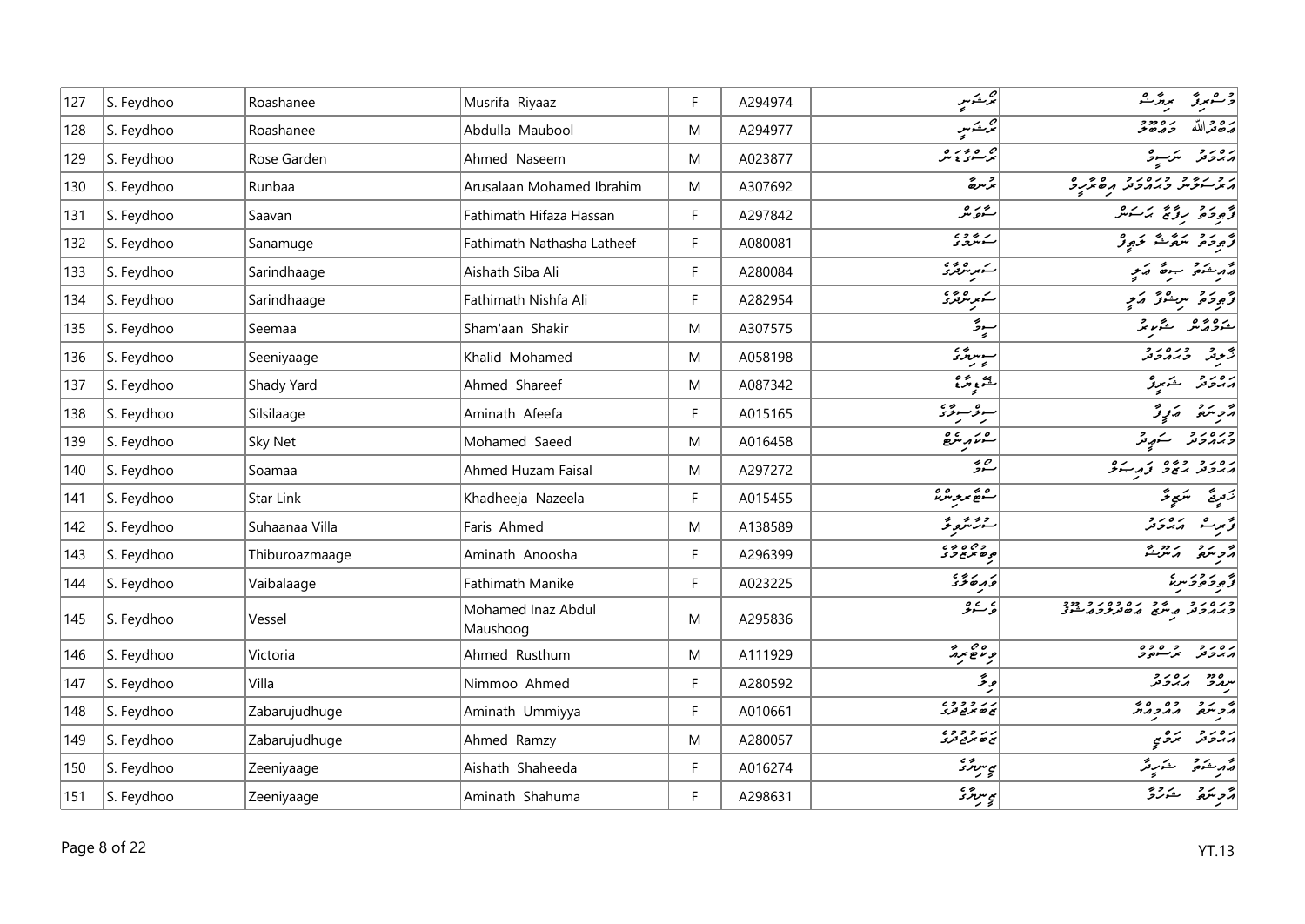| 127 | S. Feydhoo | Roashanee | Musrifa Riyaaz | F | A294974 | ރޯޝަނީ | މުސްރިފާ ރިޔާޒް |
|---|---|---|---|---|---|---|---|
| 128 | S. Feydhoo | Roashanee | Abdulla Maubool | M | A294977 | ރޯޝަނީ | އަބްދުﷲ މައުބޫލު |
| 129 | S. Feydhoo | Rose Garden | Ahmed Naseem | M | A023877 | ރޯސްގާޑެން | އަޙްމަދު ނަސީމް |
| 130 | S. Feydhoo | Runbaa | Arusalaan Mohamed Ibrahim | M | A307692 | ރުންބާ | އަރުސަލާން މުޙައްމަދު އިބްރާހީމް |
| 131 | S. Feydhoo | Saavan | Fathimath Hifaza Hassan | F | A297842 | ސާވަން | ފާތިމަތު ހިފާޒާ ޙަސަން |
| 132 | S. Feydhoo | Sanamuge | Fathimath Nathasha Latheef | F | A080081 | ސަނަމުގެ | ފާތިމަތު ނަތާޝާ ލަޠީފް |
| 133 | S. Feydhoo | Sarindhaage | Aishath Siba Ali | F | A280084 | ސަރިންދާގެ | އާއިޝަތު ސިބާ އަލީ |
| 134 | S. Feydhoo | Sarindhaage | Fathimath Nishfa Ali | F | A282954 | ސަރިންދާގެ | ފާތިމަތު ނިޝްފާ އަލީ |
| 135 | S. Feydhoo | Seemaa | Sham'aan Shakir | M | A307575 | ސީމާ | ޝަމްޢާން ޝާކިރު |
| 136 | S. Feydhoo | Seeniyaage | Khalid Mohamed | M | A058198 | ސީނިޔާގެ | ޚާލިދު މުޙައްމަދު |
| 137 | S. Feydhoo | Shady Yard | Ahmed Shareef | M | A087342 | ޝޭޑީޔާޑް | އަޙްމަދު ޝަރީފް |
| 138 | S. Feydhoo | Silsilaage | Aminath Afeefa | F | A015165 | ސިލްސިލާގެ | އާމިނަތު އަފީފާ |
| 139 | S. Feydhoo | Sky Net | Mohamed Saeed | M | A016458 | ސްކައިނެޓް | މުޙައްމަދު ސައީދު |
| 140 | S. Feydhoo | Soamaa | Ahmed Huzam Faisal | M | A297272 | ސޯމާ | އަޙްމަދު ހުޒާމް ފައިސަލް |
| 141 | S. Feydhoo | Star Link | Khadheeja Nazeela | F | A015455 | ސްޓާރލިންކް | ޚަދީޖާ ނަޒީލާ |
| 142 | S. Feydhoo | Suhaanaa Villa | Faris Ahmed | M | A138589 | ސުހާނާވިލާ | ފާރިސް އަޙްމަދު |
| 143 | S. Feydhoo | Thiburoazmaage | Aminath Anoosha | F | A296399 | ތިބުރޯޒްމާގެ | އާމިނަތު އަނޫޝާ |
| 144 | S. Feydhoo | Vaibalaage | Fathimath Manike | F | A023225 | ވައިބަލާގެ | ފާތިމަތުމަނިކެ |
| 145 | S. Feydhoo | Vessel | Mohamed Inaz Abdul Maushoog | M | A295836 | ވެސެލް | މުޙައްމަދު އިނާޒް އަބްދުލްމައުޝޫގު |
| 146 | S. Feydhoo | Victoria | Ahmed Rusthum | M | A111929 | ވިކްޓޯރިއާ | އަޙްމަދު ރުސްތުމް |
| 147 | S. Feydhoo | Villa | Nimmoo Ahmed | F | A280592 | ވިލާ | ނިއްމޫ އަޙްމަދު |
| 148 | S. Feydhoo | Zabarujudhuge | Aminath Ummiyya | F | A010661 | ޒަބަރުޖުދުގެ | އާމިނަތު އުއްމިއްޔާ |
| 149 | S. Feydhoo | Zabarujudhuge | Ahmed Ramzy | M | A280057 | ޒަބަރުޖުދުގެ | އަޙްމަދު ރަމްޒީ |
| 150 | S. Feydhoo | Zeeniyaage | Aishath Shaheeda | F | A016274 | ޒީނިޔާގެ | އާއިޝަތު ޝަހީދާ |
| 151 | S. Feydhoo | Zeeniyaage | Aminath Shahuma | F | A298631 | ޒީނިޔާގެ | އާމިނަތު ޝަހުމާ |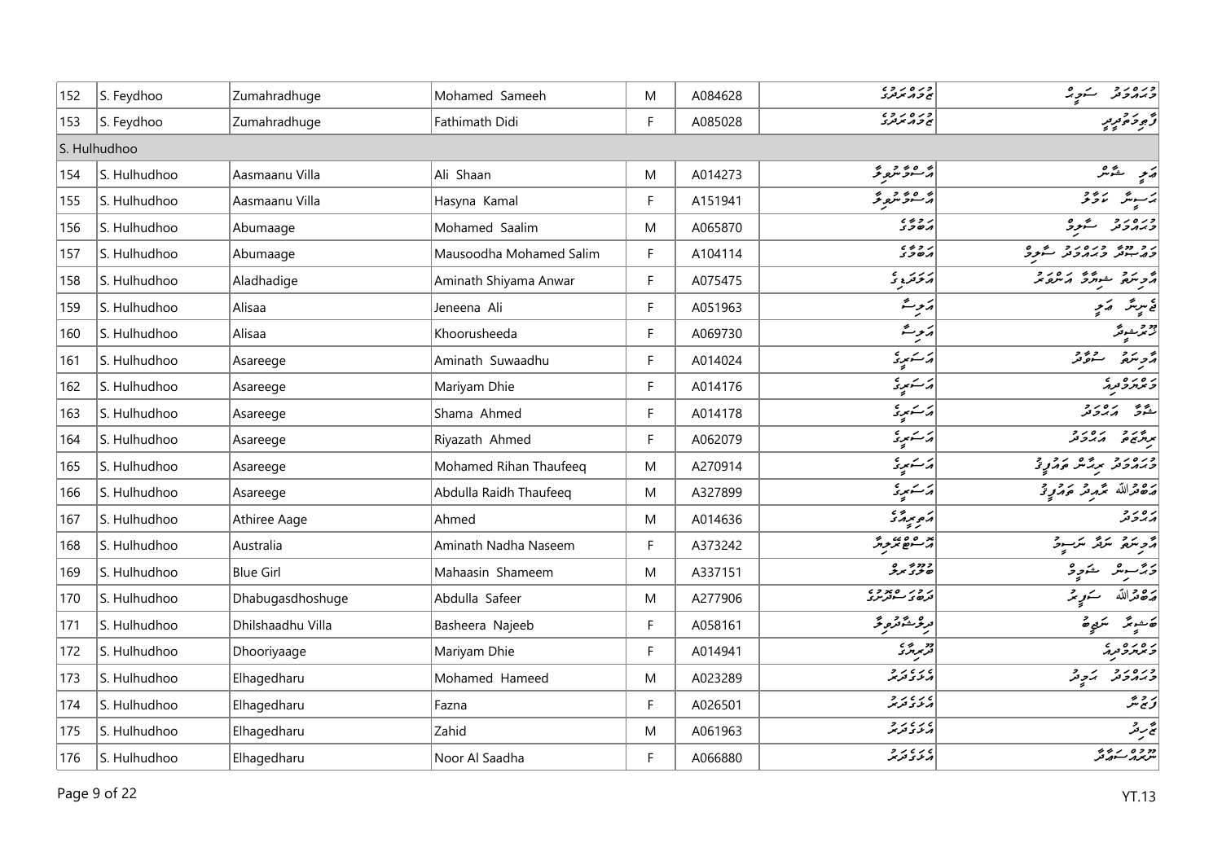| 152 | S. Feydhoo | Zumahradhuge | Mohamed Sameeh | M | A084628 | ޒުމައްރަދުގެ | މުހައްމަދު ސަމީހު |
|---|---|---|---|---|---|---|---|
| 153 | S. Feydhoo | Zumahradhuge | Fathimath Didi | F | A085028 | ޒުމައްރަދުގެ | ފާތިމަތުދީދީ |
| S. Hulhudhoo | | | | | | | |
| 154 | S. Hulhudhoo | Aasmaanu Villa | Ali Shaan | M | A014273 | އާސްމާނުވިލާ | އަލި ޝާން |
| 155 | S. Hulhudhoo | Aasmaanu Villa | Hasyna Kamal | F | A151941 | އާސްމާނުވިލާ | ހަސީނާ ކަމާލް |
| 156 | S. Hulhudhoo | Abumaage | Mohamed Saalim | M | A065870 | އަބުމާގެ | މުހައްމަދު ސާލިމް |
| 157 | S. Hulhudhoo | Abumaage | Mausoodha Mohamed Salim | F | A104114 | އަބުމާގެ | މައުސޫދާ މުހައްމަދު ސާލިމް |
| 158 | S. Hulhudhoo | Aladhadige | Aminath Shiyama Anwar | F | A075475 | އަލަދަދިގެ | އާމިނަތު ޝިޔާމާ އަންވަރ |
| 159 | S. Hulhudhoo | Alisaa | Jeneena Ali | F | A051963 | އަލިސާ | ޖެނީނާ އަލި |
| 160 | S. Hulhudhoo | Alisaa | Khoorusheeda | F | A069730 | އަލިސާ | ޚޫރުޝީދާ |
| 161 | S. Hulhudhoo | Asareege | Aminath Suwaadhu | F | A014024 | އަސަރީގެ | އާމިނަތު ސުވާދު |
| 162 | S. Hulhudhoo | Asareege | Mariyam Dhie | F | A014176 | އަސަރީގެ | މަރިޔަމްދިއެ |
| 163 | S. Hulhudhoo | Asareege | Shama Ahmed | F | A014178 | އަސަރީގެ | ޝަމާ އަހުމަދު |
| 164 | S. Hulhudhoo | Asareege | Riyazath Ahmed | F | A062079 | އަސަރީގެ | ރިޔާޒަތު އަހުމަދު |
| 165 | S. Hulhudhoo | Asareege | Mohamed Rihan Thaufeeq | M | A270914 | އަސަރީގެ | މުހައްމަދު ރިހާން ތައުފީޤު |
| 166 | S. Hulhudhoo | Asareege | Abdulla Raidh Thaufeeq | M | A327899 | އަސަރީގެ | އަބްދުﷲ ރާއިދު ތައުފީޤު |
| 167 | S. Hulhudhoo | Athiree Aage | Ahmed | M | A014636 | އަތިރީއާގެ | އަހުމަދު |
| 168 | S. Hulhudhoo | Australia | Aminath Nadha Naseem | F | A373242 | އޮސްޓްރޭލިއާ | އާމިނަތު ނަދާ ނަސީމް |
| 169 | S. Hulhudhoo | Blue Girl | Mahaasin Shameem | M | A337151 | ބްލޫގާލް | މަހާސިން ޝަމީމް |
| 170 | S. Hulhudhoo | Dhabugasdhoshuge | Abdulla Safeer | M | A277906 | ދަބުގަސްދޮށުގެ | އަބްދުﷲ ސަފީރު |
| 171 | S. Hulhudhoo | Dhilshaadhu Villa | Basheera Najeeb | F | A058161 | ދިލްޝާދުވިލާ | ބަޝީރާ ނަޖީބު |
| 172 | S. Hulhudhoo | Dhooriyaage | Mariyam Dhie | F | A014941 | ދޫރިޔާގެ | މަރިޔަމްދިއެ |
| 173 | S. Hulhudhoo | Elhagedharu | Mohamed Hameed | M | A023289 | އެޅަގެދަރު | މުހައްމަދު ހަމީދު |
| 174 | S. Hulhudhoo | Elhagedharu | Fazna | F | A026501 | އެޅަގެދަރު | ފަޒްނާ |
| 175 | S. Hulhudhoo | Elhagedharu | Zahid | M | A061963 | އެޅަގެދަރު | ޒާހިދު |
| 176 | S. Hulhudhoo | Elhagedharu | Noor Al Saadha | F | A066880 | އެޅަގެދަރު | ނޫރުއްސަޢާދާ |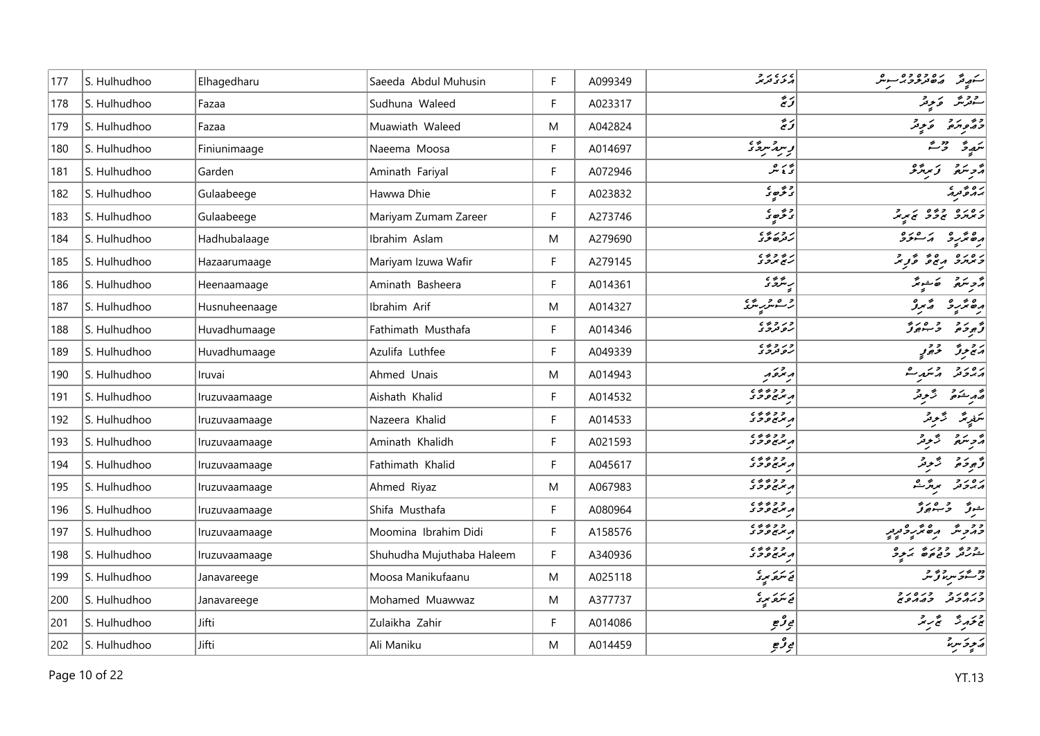| 177 | S. Hulhudhoo | Elhagedharu | Saeeda Abdul Muhusin | F | A099349 | ގެއްޖެދަރު | ސަޢީދާ އަބްދުލްމުޙްސިން |
|---|---|---|---|---|---|---|---|
| 178 | S. Hulhudhoo | Fazaa | Sudhuna Waleed | F | A023317 | ފަޒާ | ސުދުނާ ވަލީދު |
| 179 | S. Hulhudhoo | Fazaa | Muawiath Waleed | M | A042824 | ފަޒާ | މުޢާވިޔަތު ވަލީދު |
| 180 | S. Hulhudhoo | Finiunimaage | Naeema Moosa | F | A014697 | ފިނިއުނިމާގެ | ނަޢީމާ މޫސާ |
| 181 | S. Hulhudhoo | Garden | Aminath Fariyal | F | A072946 | ގާޑަން | އާމިނަތު ފަރިޔާލް |
| 182 | S. Hulhudhoo | Gulaabeege | Hawwa Dhie | F | A023832 | ގުލާބީގެ | ހައްވާދިއެ |
| 183 | S. Hulhudhoo | Gulaabeege | Mariyam Zumam Zareer | F | A273746 | ގުލާބީގެ | މަރިޔަމް ޒުމާމް ޒަރީރު |
| 184 | S. Hulhudhoo | Hadhubalaage | Ibrahim Aslam | M | A279690 | ހަދުބަލާގެ | އިބްރާހިމް އަސްލަމް |
| 185 | S. Hulhudhoo | Hazaarumaage | Mariyam Izuwa Wafir | F | A279145 | ހަޒާރުމާގެ | މަރިޔަމް އިޒުވާ ވާފިރު |
| 186 | S. Hulhudhoo | Heenaamaage | Aminath Basheera | F | A014361 | ހީނާމާގެ | އާމިނަތު ބަޝީރާ |
| 187 | S. Hulhudhoo | Husnuheenaage | Ibrahim Arif | M | A014327 | ހުސްނުހީނާގެ | އިބްރާހިމް އާރިފް |
| 188 | S. Hulhudhoo | Huvadhumaage | Fathimath Musthafa | F | A014346 | ހުވަދުމާގެ | ފާތިމަތު މުސްތަފާ |
| 189 | S. Hulhudhoo | Huvadhumaage | Azulifa Luthfee | F | A049339 | ހުވަދުމާގެ | އަޒުލިފާ ލުތުފީ |
| 190 | S. Hulhudhoo | Iruvai | Ahmed Unais | M | A014943 | އިރުވައި | އަޙްމަދު އުނައިސް |
| 191 | S. Hulhudhoo | Iruzuvaamaage | Aishath Khalid | F | A014532 | އިރުޒުވާމާގެ | އާއިޝަތު ހާލިދު |
| 192 | S. Hulhudhoo | Iruzuvaamaage | Nazeera Khalid | F | A014533 | އިރުޒުވާމާގެ | ނަޒީރާ ހާލިދު |
| 193 | S. Hulhudhoo | Iruzuvaamaage | Aminath Khalidh | F | A021593 | އިރުޒުވާމާގެ | އާމިނަތު ހާލިދު |
| 194 | S. Hulhudhoo | Iruzuvaamaage | Fathimath Khalid | F | A045617 | އިރުޒުވާމާގެ | ފާތިމަތު ހާލިދު |
| 195 | S. Hulhudhoo | Iruzuvaamaage | Ahmed Riyaz | M | A067983 | އިރުޒުވާމާގެ | އަޙްމަދު ރިޔާޟް |
| 196 | S. Hulhudhoo | Iruzuvaamaage | Shifa Musthafa | F | A080964 | އިރުޒުވާމާގެ | ޝިފާ މުސްތަފާ |
| 197 | S. Hulhudhoo | Iruzuvaamaage | Moomina Ibrahim Didi | F | A158576 | އިރުޒުވާމާގެ | މޫމިނާ އިބްރާހިމްދީދީ |
| 198 | S. Hulhudhoo | Iruzuvaamaage | Shuhudha Mujuthaba Haleem | F | A340936 | އިރުޒުވާމާގެ | ޝުހުދާ މުޖުތަބާ ހަލީމް |
| 199 | S. Hulhudhoo | Janavareege | Moosa Manikufaanu | M | A025118 | ޖަނަވަރީގެ | މޫސާމަނިކުފާނު |
| 200 | S. Hulhudhoo | Janavareege | Mohamed Muawwaz | M | A377737 | ޖަނަވަރީގެ | މުޙައްމަދު މުޢައްވަޒު |
| 201 | S. Hulhudhoo | Jifti | Zulaikha Zahir | F | A014086 | ޖިފްޓި | ޒުލައިޚާ ޒާހިރު |
| 202 | S. Hulhudhoo | Jifti | Ali Maniku | M | A014459 | ޖިފްޓި | އަލިމަނިކު |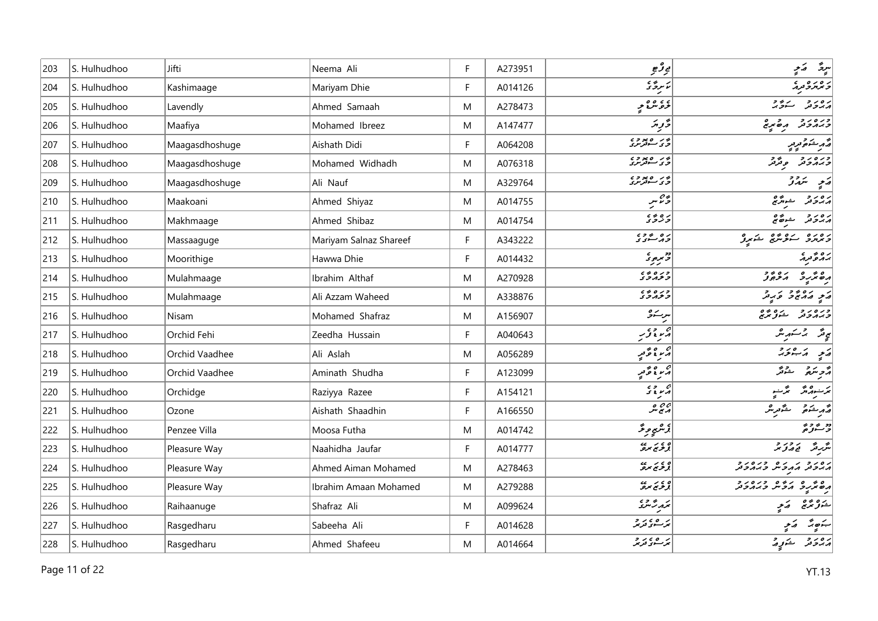| 203 | S. Hulhudhoo | Jifti | Neema Ali | F | A273951 | ޖިފްޓި | ނީމާ ޢަލީ |
|---|---|---|---|---|---|---|---|
| 204 | S. Hulhudhoo | Kashimaage | Mariyam Dhie | F | A014126 | ކަޝިމާގެ | މަރިޔަމްދިއޭ |
| 205 | S. Hulhudhoo | Lavendly | Ahmed Samaah | M | A278473 | ލެވެންޑްލީ | އަޙްމަދު ސަމާހް |
| 206 | S. Hulhudhoo | Maafiya | Mohamed Ibreez | M | A147477 | މާފިޔާ | މުޙައްމަދު އިބްރީޒް |
| 207 | S. Hulhudhoo | Maagasdhoshuge | Aishath Didi | F | A064208 | މާގަސްދޮށުގެ | ޢައިޝަތުދީދީ |
| 208 | S. Hulhudhoo | Maagasdhoshuge | Mohamed Widhadh | M | A076318 | މާގަސްދޮށުގެ | މުޙައްމަދު ވިދާދު |
| 209 | S. Hulhudhoo | Maagasdhoshuge | Ali Nauf | M | A329764 | މާގަސްދޮށުގެ | ޢަލީ ނައުފު |
| 210 | S. Hulhudhoo | Maakoani | Ahmed Shiyaz | M | A014755 | މާކޯނި | އަޙްމަދު ޝިޔާޒް |
| 211 | S. Hulhudhoo | Makhmaage | Ahmed Shibaz | M | A014754 | މަޚްމާގެ | އަޙްމަދު ޝިބާޒް |
| 212 | S. Hulhudhoo | Massaaguge | Mariyam Salnaz Shareef | F | A343222 | މައްސާގުގެ | މަރިޔަމް ސަލްނާޒް ޝަރީފް |
| 213 | S. Hulhudhoo | Moorithige | Hawwa Dhie | F | A014432 | މޫރިތިގެ | ހައްވާދިއޭ |
| 214 | S. Hulhudhoo | Mulahmaage | Ibrahim Althaf | M | A270928 | މުލައްމާގެ | އިބްރާހިމް އަލްތާފް |
| 215 | S. Hulhudhoo | Mulahmaage | Ali Azzam Waheed | M | A338876 | މުލައްމާގެ | ޢަލީ އައްޒާމް ވަޙީދު |
| 216 | S. Hulhudhoo | Nisam | Mohamed Shafraz | M | A156907 | ނިސަމް | މުޙައްމަދު ޝަފްރާޒް |
| 217 | S. Hulhudhoo | Orchid Fehi | Zeedha Hussain | F | A040643 | އޯކިޑްފެހި | ޒީދާ ޙުސައިން |
| 218 | S. Hulhudhoo | Orchid Vaadhee | Ali Aslah | M | A056289 | އޯކިޑްވާދީ | ޢަލީ އަސްލަހް |
| 219 | S. Hulhudhoo | Orchid Vaadhee | Aminath Shudha | F | A123099 | އޯކިޑްވާދީ | އާމިނަތު ޝުދާ |
| 220 | S. Hulhudhoo | Orchidge | Raziyya Razee | F | A154121 | އޯކިޑްގެ | ރަޟިއްޔާ ރާޒީ |
| 221 | S. Hulhudhoo | Ozone | Aishath Shaadhin | F | A166550 | އޯޒޯން | ޢައިޝަތު ޝާދިން |
| 222 | S. Hulhudhoo | Penzee Villa | Moosa Futha | M | A014742 | ޕެންޒީވިލާ | މޫސާފުތާ |
| 223 | S. Hulhudhoo | Pleasure Way | Naahidha Jaufar | F | A014777 | ޕްލެޜަރވޭ | ނާހިދާ ޖައުފަރު |
| 224 | S. Hulhudhoo | Pleasure Way | Ahmed Aiman Mohamed | M | A278463 | ޕްލެޜަރވޭ | އަޙްމަދު އައިމަން މުޙައްމަދު |
| 225 | S. Hulhudhoo | Pleasure Way | Ibrahim Amaan Mohamed | M | A279288 | ޕްލެޜަރވޭ | އިބްރާހިމް އަމާން މުޙައްމަދު |
| 226 | S. Hulhudhoo | Raihaanuge | Shafraz Ali | M | A099624 | ރައިހާނުގެ | ޝަފްރާޒް ޢަލީ |
| 227 | S. Hulhudhoo | Rasgedharu | Sabeeha Ali | F | A014628 | ރަސްގެދަރު | ސަބީހާ ޢަލީ |
| 228 | S. Hulhudhoo | Rasgedharu | Ahmed Shafeeu | M | A014664 | ރަސްގެދަރު | އަޙްމަދު ޝަފީޢު |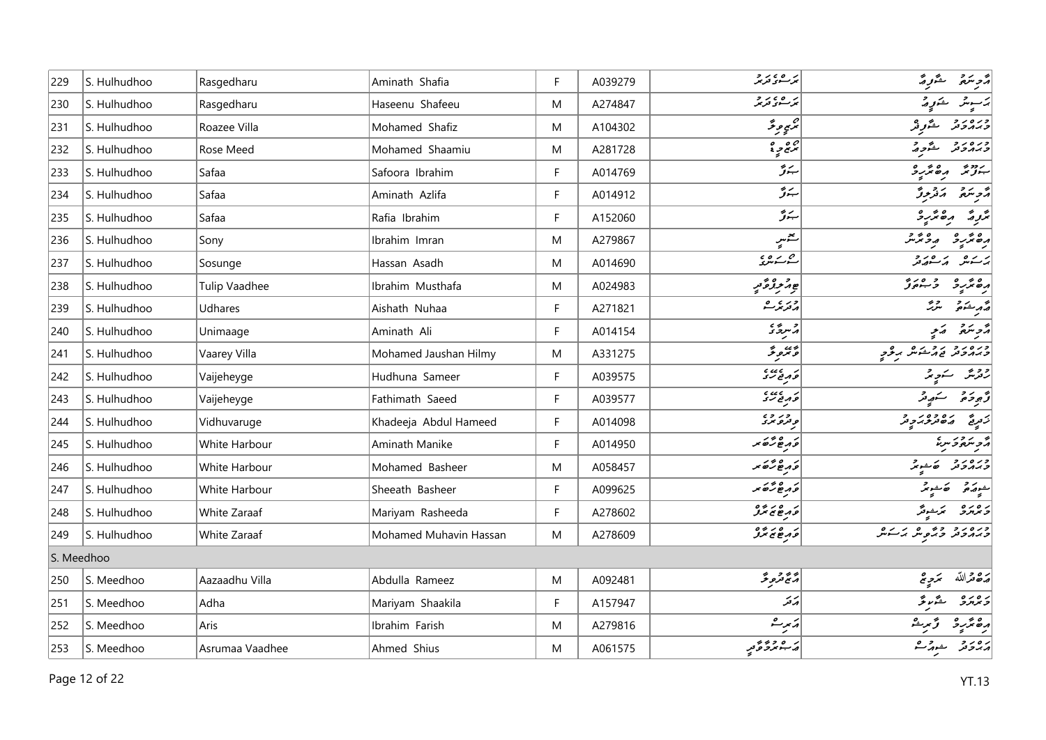| 229 | S. Hulhudhoo | Rasgedharu | Aminath Shafia | F | A039279 | ރަސްގެދަރު | އާމިނަތު ޝާފިއާ |
|---|---|---|---|---|---|---|---|
| 230 | S. Hulhudhoo | Rasgedharu | Haseenu Shafeeu | M | A274847 | ރަސްގެދަރު | ހަސީނު ޝަފީޢު |
| 231 | S. Hulhudhoo | Roazee Villa | Mohamed Shafiz | M | A104302 | ރޯޒީވިލާ | މުހައްމަދު ޝާފިޒު |
| 232 | S. Hulhudhoo | Rose Meed | Mohamed Shaamiu | M | A281728 | ރޯޒްމީޑް | މުހައްމަދު ޝާމިޢު |
| 233 | S. Hulhudhoo | Safaa | Safoora Ibrahim | F | A014769 | ސަފާ | ސަފޫރާ އިބްރާހީމް |
| 234 | S. Hulhudhoo | Safaa | Aminath Azlifa | F | A014912 | ސަފާ | އާމިނަތު އަޒްލިފާ |
| 235 | S. Hulhudhoo | Safaa | Rafia Ibrahim | F | A152060 | ސަފާ | ރާފިއާ އިބްރާހީމް |
| 236 | S. Hulhudhoo | Sony | Ibrahim Imran | M | A279867 | ސޯނީ | އިބްރާހީމް އިމްރާން |
| 237 | S. Hulhudhoo | Sosunge | Hassan Asadh | M | A014690 | ސޮސުންގެ | ހަސަން އަސްއަދު |
| 238 | S. Hulhudhoo | Tulip Vaadhee | Ibrahim Musthafa | M | A024983 | ޓިއުލިޕްވާދީ | އިބްރާހީމް މުސްތަފާ |
| 239 | S. Hulhudhoo | Udhares | Aishath Nuhaa | F | A271821 | އުދަރެސް | އާއިޝަތު ނުހާ |
| 240 | S. Hulhudhoo | Unimaage | Aminath Ali | F | A014154 | އުނިމާގެ | އާމިނަތު އަލި |
| 241 | S. Hulhudhoo | Vaarey Villa | Mohamed Jaushan Hilmy | M | A331275 | ވާރޭވިލާ | މުހައްމަދު ޖައުޝަން ހިލްމީ |
| 242 | S. Hulhudhoo | Vaijeheyge | Hudhuna Sameer | F | A039575 | ވައިޖެހޭގެ | ހުދުނާ ސަމީރު |
| 243 | S. Hulhudhoo | Vaijeheyge | Fathimath Saeed | F | A039577 | ވައިޖެހޭގެ | ފާތިމަތު ސައީދު |
| 244 | S. Hulhudhoo | Vidhuvaruge | Khadeeja Abdul Hameed | F | A014098 | ވިދުވަރުގެ | ޚަދީޖާ އަބްދުލްހަމީދު |
| 245 | S. Hulhudhoo | White Harbour | Aminath Manike | F | A014950 | ވައިޓްހާބަރ | އާމިނަތުމަނިކެ |
| 246 | S. Hulhudhoo | White Harbour | Mohamed Basheer | M | A058457 | ވައިޓްހާބަރ | މުހައްމަދު ބަޝީރު |
| 247 | S. Hulhudhoo | White Harbour | Sheeath Basheer | F | A099625 | ވައިޓްހާބަރ | ޝީއަތު ބަޝީރު |
| 248 | S. Hulhudhoo | White Zaraaf | Mariyam Rasheeda | F | A278602 | ވައިޓްޒަރާފް | މަރިޔަމް ރަޝީދާ |
| 249 | S. Hulhudhoo | White Zaraaf | Mohamed Muhavin Hassan | M | A278609 | ވައިޓްޒަރާފް | މުހައްމަދު މުހާވިން ހަސަން |
| S. Meedhoo | | | | | | | |
| 250 | S. Meedhoo | Aazaadhu Villa | Abdulla Rameez | M | A092481 | އާޒާދުވިލާ | އަބްދުﷲ ރަމީޒް |
| 251 | S. Meedhoo | Adha | Mariyam Shaakila | F | A157947 | އަދަ | މަރިޔަމް ޝާކިލާ |
| 252 | S. Meedhoo | Aris | Ibrahim Farish | M | A279816 | އަރިސް | އިބްރާހީމް ފާރިޝް |
| 253 | S. Meedhoo | Asrumaa Vaadhee | Ahmed Shius | M | A061575 | އަސްރުމާވާދީ | އަހުމަދު ޝިއުސް |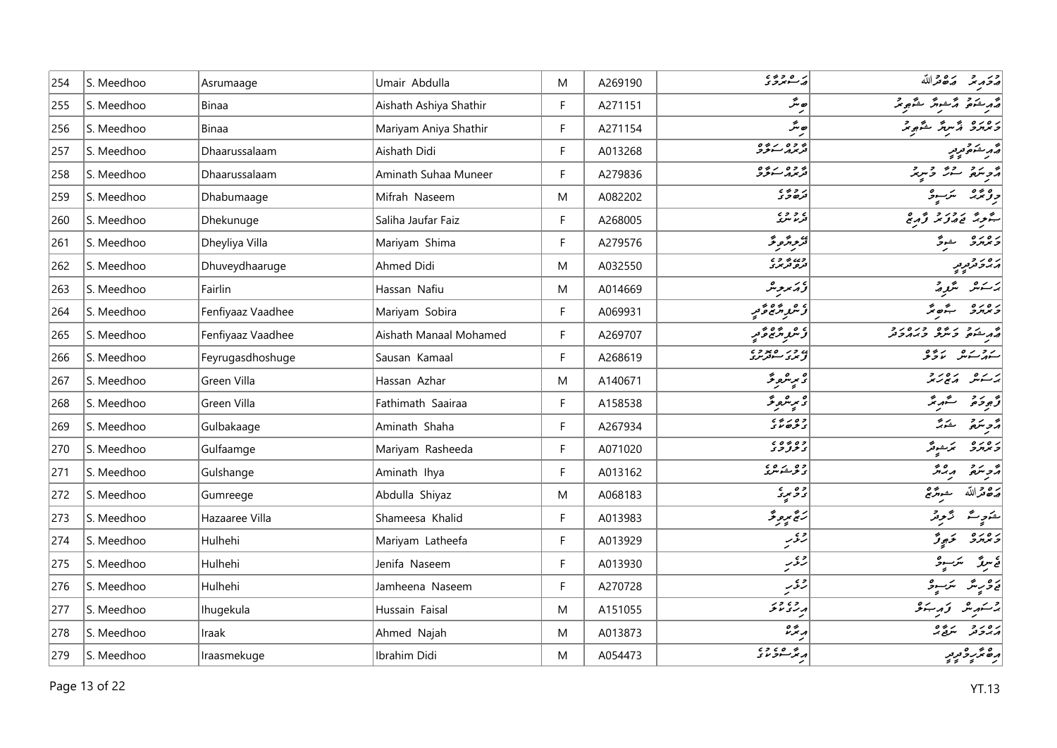| 254 | S. Meedhoo | Asrumaage | Umair Abdulla | M | A269190 | ގަސްރުމާގެ | އުމައިރު އަބްދުﷲ |
|---|---|---|---|---|---|---|---|
| 255 | S. Meedhoo | Binaa | Aishath Ashiya Shathir | F | A271151 | ބިނާ | އާއިޝަތު އާޝިޔާ ޝާތިރު |
| 256 | S. Meedhoo | Binaa | Mariyam Aniya Shathir | F | A271154 | ބިނާ | މަރިޔަމް އާނިޔާ ޝާތިރު |
| 257 | S. Meedhoo | Dhaarussalaam | Aishath Didi | F | A013268 | ދާރުއްސަލާމް | އާއިޝަތުދީދީ |
| 258 | S. Meedhoo | Dhaarussalaam | Aminath Suhaa Muneer | F | A279836 | ދާރުއްސަލާމް | އާމިނަތު ސުހާ މުނީރު |
| 259 | S. Meedhoo | Dhabumaage | Mifrah Naseem | M | A082202 | ދަބުމާގެ | މިފްރާހް ނަސީމް |
| 260 | S. Meedhoo | Dhekunuge | Saliha Jaufar Faiz | F | A268005 | ދެކުނުގެ | ސާލިހާ ޖައުފަރު ފާއިޒް |
| 261 | S. Meedhoo | Dheyliya Villa | Mariyam Shima | F | A279576 | ދޭލިޔާވިލާ | މަރިޔަމް ޝިމާ |
| 262 | S. Meedhoo | Dhuveydhaaruge | Ahmed Didi | M | A032550 | ދުވޭދާރުގެ | އަހްމަދުދީދީ |
| 263 | S. Meedhoo | Fairlin | Hassan Nafiu | M | A014669 | ފެއަރލިން | ހަސަން ނާފިއު |
| 264 | S. Meedhoo | Fenfiyaaz Vaadhee | Mariyam Sobira | F | A069931 | ފެންފިޔާޒްވާދީ | މަރިޔަމް ސާބިރާ |
| 265 | S. Meedhoo | Fenfiyaaz Vaadhee | Aishath Manaal Mohamed | F | A269707 | ފެންފިޔާޒްވާދީ | އާއިޝަތު މަނާލް މުހައްމަދު |
| 266 | S. Meedhoo | Feyrugasdhoshuge | Sausan Kamaal | F | A268619 | ފޭރުގަސްދޮށުގެ | ސައުސަން ކަމާލް |
| 267 | S. Meedhoo | Green Villa | Hassan Azhar | M | A140671 | ގުރީންވިލާ | ހަސަން އަޒްހަރު |
| 268 | S. Meedhoo | Green Villa | Fathimath Saairaa | F | A158538 | ގުރީންވިލާ | ފާތިމަތު ސާއިރާ |
| 269 | S. Meedhoo | Gulbakaage | Aminath Shaha | F | A267934 | ގުލްބަކާގެ | އާމިނަތު ޝަހާ |
| 270 | S. Meedhoo | Gulfaamge | Mariyam Rasheeda | F | A071020 | ގުލްފާމްގެ | މަރިޔަމް ރަޝީދާ |
| 271 | S. Meedhoo | Gulshange | Aminath Ihya | F | A013162 | ގުލްޝަންގެ | އާމިނަތު އިހްޔާ |
| 272 | S. Meedhoo | Gumreege | Abdulla Shiyaz | M | A068183 | ގުމްރީގެ | އަބްދުﷲ ޝިޔާޒް |
| 273 | S. Meedhoo | Hazaaree Villa | Shameesa Khalid | F | A013983 | ހަޒާރީވިލާ | ޝަމީސާ ޚާލިދު |
| 274 | S. Meedhoo | Hulhehi | Mariyam Latheefa | F | A013929 | ހުޅެހި | މަރިޔަމް ލަތީފާ |
| 275 | S. Meedhoo | Hulhehi | Jenifa Naseem | F | A013930 | ހުޅެހި | ޖެނިފާ ނަސީމް |
| 276 | S. Meedhoo | Hulhehi | Jamheena Naseem | F | A270728 | ހުޅެހި | ޖަމްހީނާ ނަސީމް |
| 277 | S. Meedhoo | Ihugekula | Hussain Faisal | M | A151055 | އިހުގެކުލަ | ހުސައިން ފައިސަލް |
| 278 | S. Meedhoo | Iraak | Ahmed Najah | M | A013873 | އިރާޤް | އަހްމަދު ނަޖާހް |
| 279 | S. Meedhoo | Iraasmekuge | Ibrahim Didi | M | A054473 | އިރާސްމެކުގެ | އިބްރާހީމްދީދީ |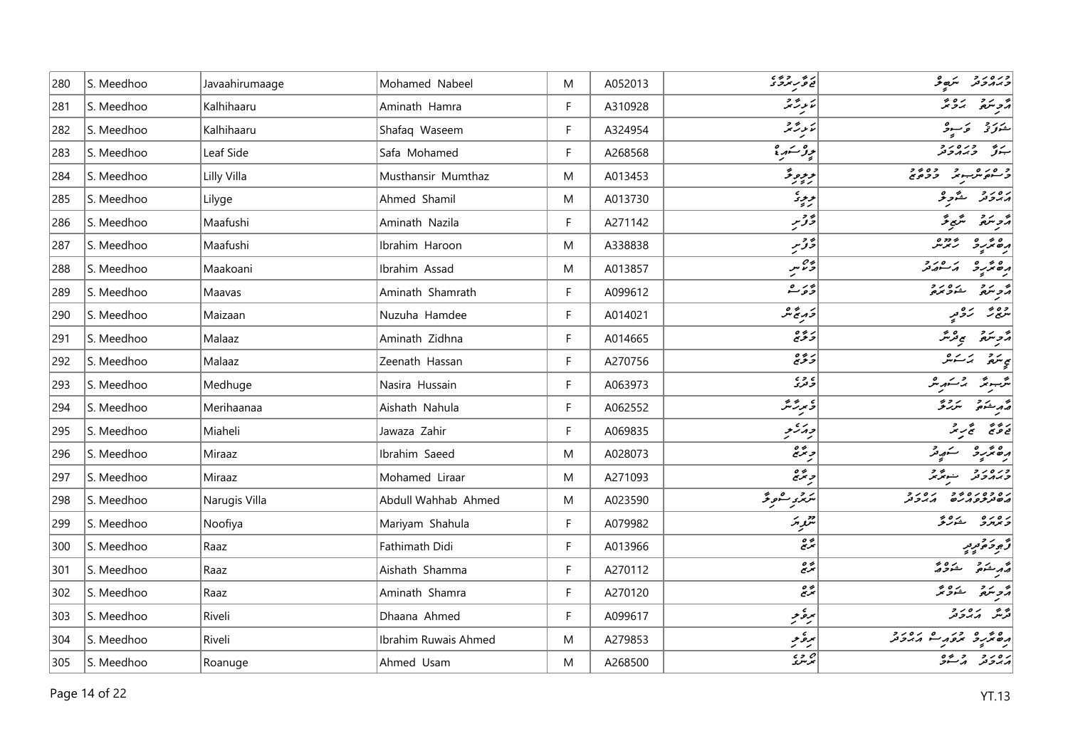| 280 | S. Meedhoo | Javaahirumaage | Mohamed Nabeel | M | A052013 | ޖަވާހިރުމާގެ | މުހައްމަދު ނަބީލް |
|---|---|---|---|---|---|---|---|
| 281 | S. Meedhoo | Kalhihaaru | Aminath Hamra | F | A310928 | ކަޅިހާރު | އާމިނަތު ހަމްރާ |
| 282 | S. Meedhoo | Kalhihaaru | Shafaq Waseem | F | A324954 | ކަޅިހާރު | ޝަފަޤު ވަސީމް |
| 283 | S. Meedhoo | Leaf Side | Safa Mohamed | F | A268568 | ލީފްސައިޑް | ސަފާ މުހައްމަދު |
| 284 | S. Meedhoo | Lilly Villa | Musthansir Mumthaz | M | A013453 | ލިލީވިލާ | މުސްތަންސިރު މުމްތާޒު |
| 285 | S. Meedhoo | Lilyge | Ahmed Shamil | M | A013730 | ލިލީގެ | އަހުމަދު ޝާމިލް |
| 286 | S. Meedhoo | Maafushi | Aminath Nazila | F | A271142 | މާފުށި | އާމިނަތު ނާޒިލާ |
| 287 | S. Meedhoo | Maafushi | Ibrahim Haroon | M | A338838 | މާފުށި | އިބްރާހީމް ހާރޫން |
| 288 | S. Meedhoo | Maakoani | Ibrahim Assad | M | A013857 | މާކޮނި | އިބްރާހީމް އަސްޢަދު |
| 289 | S. Meedhoo | Maavas | Aminath Shamrath | F | A099612 | މާވަސް | އާމިނަތު ޝަމްރަތު |
| 290 | S. Meedhoo | Maizaan | Nuzuha Hamdee | F | A014021 | މައިޒާން | ނުޒުހާ ހަމްދީ |
| 291 | S. Meedhoo | Malaaz | Aminath Zidhna | F | A014665 | މަލާޒް | އާމިނަތު ޒިދްނާ |
| 292 | S. Meedhoo | Malaaz | Zeenath Hassan | F | A270756 | މަލާޒް | ޒީނަތު ހަސަން |
| 293 | S. Meedhoo | Medhuge | Nasira Hussain | F | A063973 | މެދުގެ | ނާސިރާ ހުސައިން |
| 294 | S. Meedhoo | Merihaanaa | Aishath Nahula | F | A062552 | މެރިހާނާ | އާއިޝަތު ނަހުލާ |
| 295 | S. Meedhoo | Miaheli | Jawaza Zahir | F | A069835 | މިއަހެލި | ޖަވާޒާ ޒާހިރު |
| 296 | S. Meedhoo | Miraaz | Ibrahim Saeed | M | A028073 | މިރާޒް | އިބްރާހީމް ސަޢީދު |
| 297 | S. Meedhoo | Miraaz | Mohamed Liraar | M | A271093 | މިރާޒް | މުހައްމަދު ލިރާރު |
| 298 | S. Meedhoo | Narugis Villa | Abdull Wahhab Ahmed | M | A023590 | ނަރުގިސްވިލާ | ޢަބްދުލްވައްހާބު އަހުމަދު |
| 299 | S. Meedhoo | Noofiya | Mariyam Shahula | F | A079982 | ނޫފިޔާ | މަރިޔަމް ޝަހުލާ |
| 300 | S. Meedhoo | Raaz | Fathimath Didi | F | A013966 | ރާޒް | ފާތިމަތުދީދީ |
| 301 | S. Meedhoo | Raaz | Aishath Shamma | F | A270112 | ރާޒް | އާއިޝަތު ޝައްމާ |
| 302 | S. Meedhoo | Raaz | Aminath Shamra | F | A270120 | ރާޒް | އާމިނަތު ޝަމްރާ |
| 303 | S. Meedhoo | Riveli | Dhaana Ahmed | F | A099617 | ރިވެލި | ދާނާ އަހުމަދު |
| 304 | S. Meedhoo | Riveli | Ibrahim Ruwais Ahmed | M | A279853 | ރިވެލި | އިބްރާހީމް ރުވައިސް އަހުމަދު |
| 305 | S. Meedhoo | Roanuge | Ahmed Usam | M | A268500 | ރޯނުގެ | އަހުމަދު އުސާމް |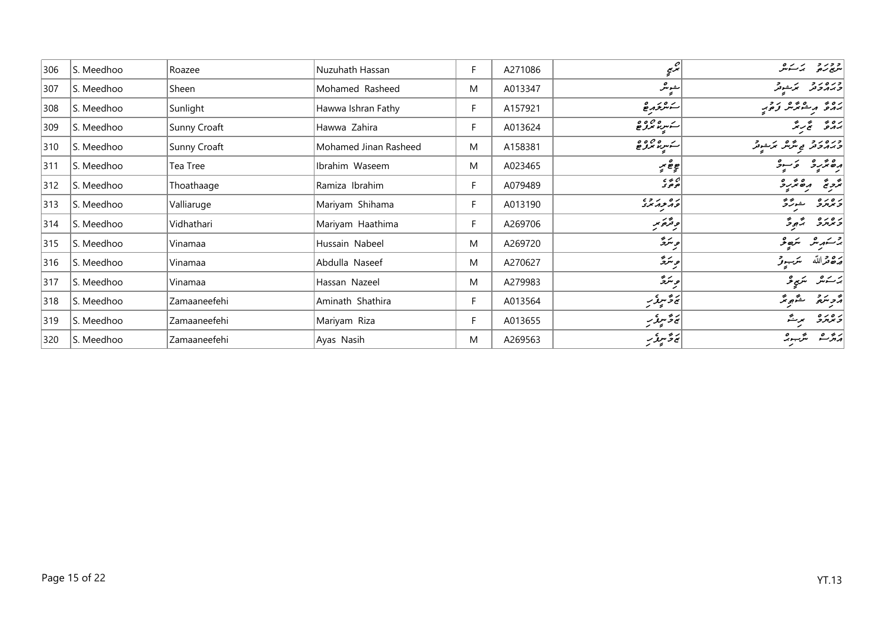| 306 | S. Meedhoo | Roazee | Nuzuhath Hassan | F | A271086 | ترىپ | ىرىج رىر برسەىر |
|---|---|---|---|---|---|---|---|
| 307 | S. Meedhoo | Sheen | Mohamed Rasheed | M | A013347 | ىشوىر | ورەرور برىشوىر |
| 308 | S. Meedhoo | Sunlight | Hawwa Ishran Fathy | F | A157921 | سەىرىخەرھ | برەۋ مەشىرىر ۆجوپ |
| 309 | S. Meedhoo | Sunny Croaft | Hawwa Zahira | F | A013624 | سەسرىئەتروھ | برەۋ ئچ رىئ |
| 310 | S. Meedhoo | Sunny Croaft | Mohamed Jinan Rasheed | M | A158381 | سەسرىئەتروھ | ورەرور يېترىر ترىشوىر |
| 311 | S. Meedhoo | Tea Tree | Ibrahim Waseem | M | A023465 | ھوھىر | مەھترىرو ۆسوۋ |
| 312 | S. Meedhoo | Thoathaage | Ramiza Ibrahim | F | A079489 | ئوھوئ | بۇرىج مەھترىرو |
| 313 | S. Meedhoo | Valliaruge | Mariyam Shihama | F | A013190 | ۆەمەترى | ۆىرىرو ىشوررۇ |
| 314 | S. Meedhoo | Vidhathari | Mariyam Haathima | F | A269706 | وترىخ بىر | ۆىرىرو رجوۋ |
| 315 | S. Meedhoo | Vinamaa | Hussain Nabeel | M | A269720 | وسرۇ | برسەمرىر سرھو |
| 316 | S. Meedhoo | Vinamaa | Abdulla Naseef | M | A270627 | وسرۇ | مەھتراللە سرسوۋ |
| 317 | S. Meedhoo | Vinamaa | Hassan Nazeel | M | A279983 | وسرۇ | برسەىر سرىپو |
| 318 | S. Meedhoo | Zamaaneefehi | Aminath Shathira | F | A013564 | ىرۇسرۇرى | مەجرىترە ىشۇھوبر |
| 319 | S. Meedhoo | Zamaaneefehi | Mariyam Riza | F | A013655 | ىرۇسرۇرى | ۆىرىرو برىئ |
| 320 | S. Meedhoo | Zamaaneefehi | Ayas Nasih | M | A269563 | ىرۇسرۇرى | مەترىش سرىبوبر |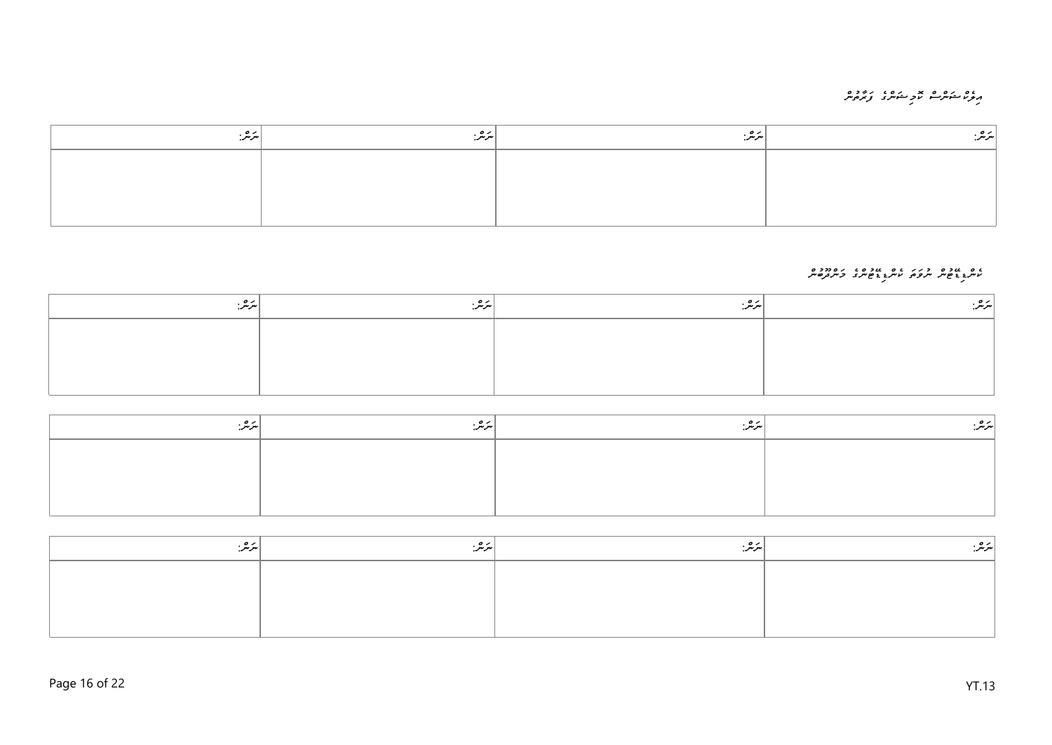# ދިވެހި ސަރުކާރު ގާތު ސަރަހައްދު ޓީވީ ޑިނަމަކް

| ނަން: | ނަން: | ނަން: | ނަން: |
|---|---|---|---|
| | | | |

## ޢަންދަލިބު ކަލަސި ކާނިކަ ހޮޓެލް ޕިންވޯސް

| ނަން: | ނަން: | ނަން: | ނަން: |
|---|---|---|---|
| | | | |

| ނަން: | ނަން: | ނަން: | ނަން: |
|---|---|---|---|
| | | | |

| ނަން: | ނަން: | ނަން: | ނަން: |
|---|---|---|---|
| | | | |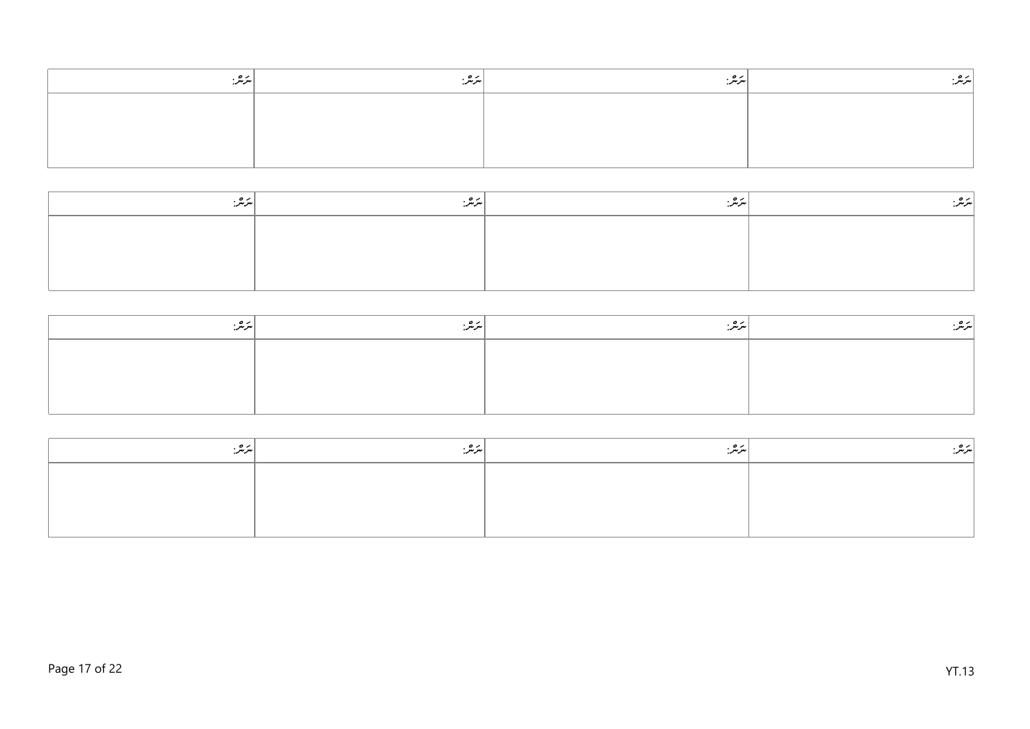| ނަރެދ: | ނަރެދ: | ނަރެދ: | ނަރެދ: |
| --- | --- | --- | --- |
| | | | |

| ނަރެދ: | ނަރެދ: | ނަރެދ: | ނަރެދ: |
| --- | --- | --- | --- |
| | | | |

| ނަރެދ: | ނަރެދ: | ނަރެދ: | ނަރެދ: |
| --- | --- | --- | --- |
| | | | |

| ނަރެދ: | ނަރެދ: | ނަރެދ: | ނަރެދ: |
| --- | --- | --- | --- |
| | | | |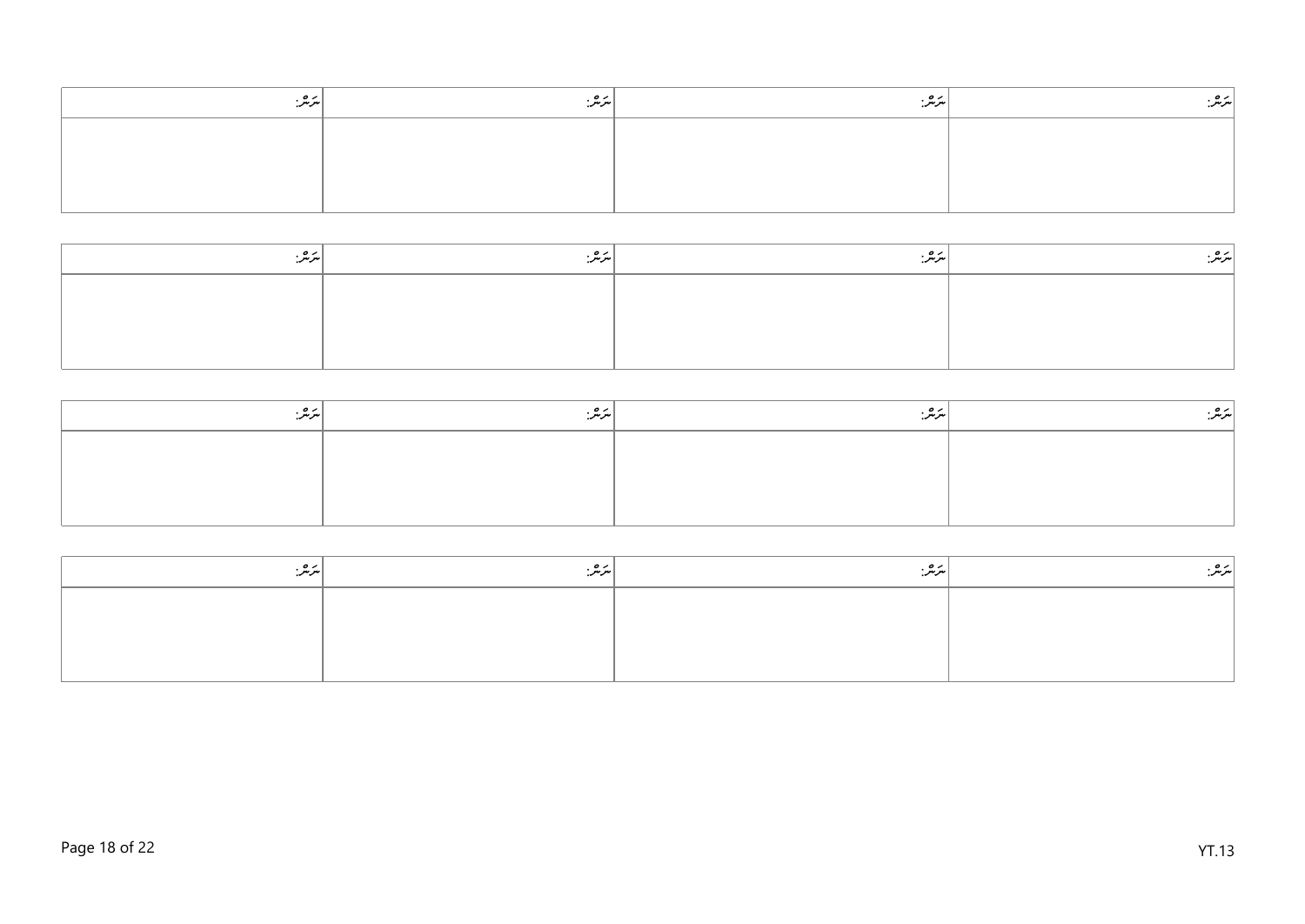| ނަންބަރު: | ނަންބަރު: | ނަންބަރު: | ނަންބަރު: |
|---|---|---|---|
| | | | |

| ނަންބަރު: | ނަންބަރު: | ނަންބަރު: | ނަންބަރު: |
|---|---|---|---|
| | | | |

| ނަންބަރު: | ނަންބަރު: | ނަންބަރު: | ނަންބަރު: |
|---|---|---|---|
| | | | |

| ނަންބަރު: | ނަންބަރު: | ނަންބަރު: | ނަންބަރު: |
|---|---|---|---|
| | | | |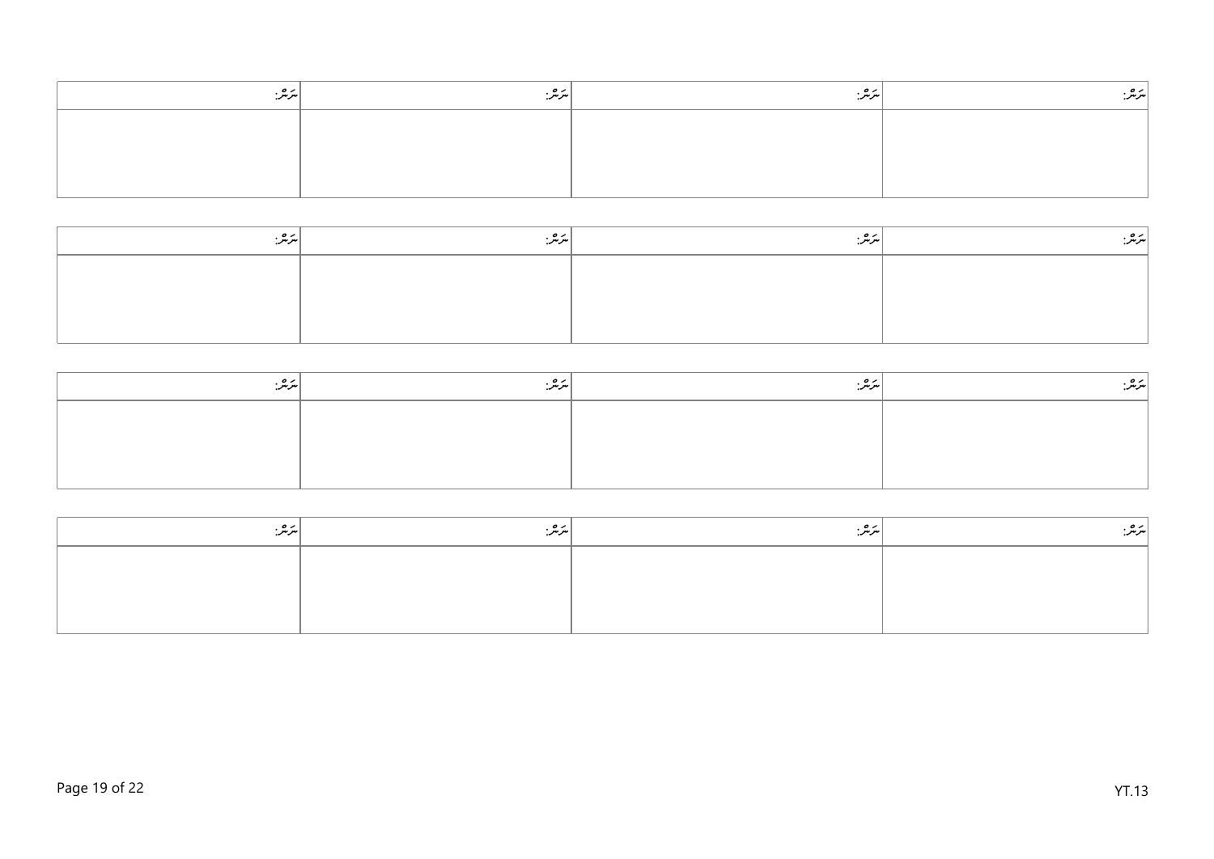| ނަރަނ: | ނަރަނ: | ނަރަނ: | ނަރަނ: |
| --- | --- | --- | --- |
| | | | |

| ނަރަނ: | ނަރަނ: | ނަރަނ: | ނަރަނ: |
| --- | --- | --- | --- |
| | | | |

| ނަރަނ: | ނަރަނ: | ނަރަނ: | ނަރަނ: |
| --- | --- | --- | --- |
| | | | |

| ނަރަނ: | ނަރަނ: | ނަރަނ: | ނަރަނ: |
| --- | --- | --- | --- |
| | | | |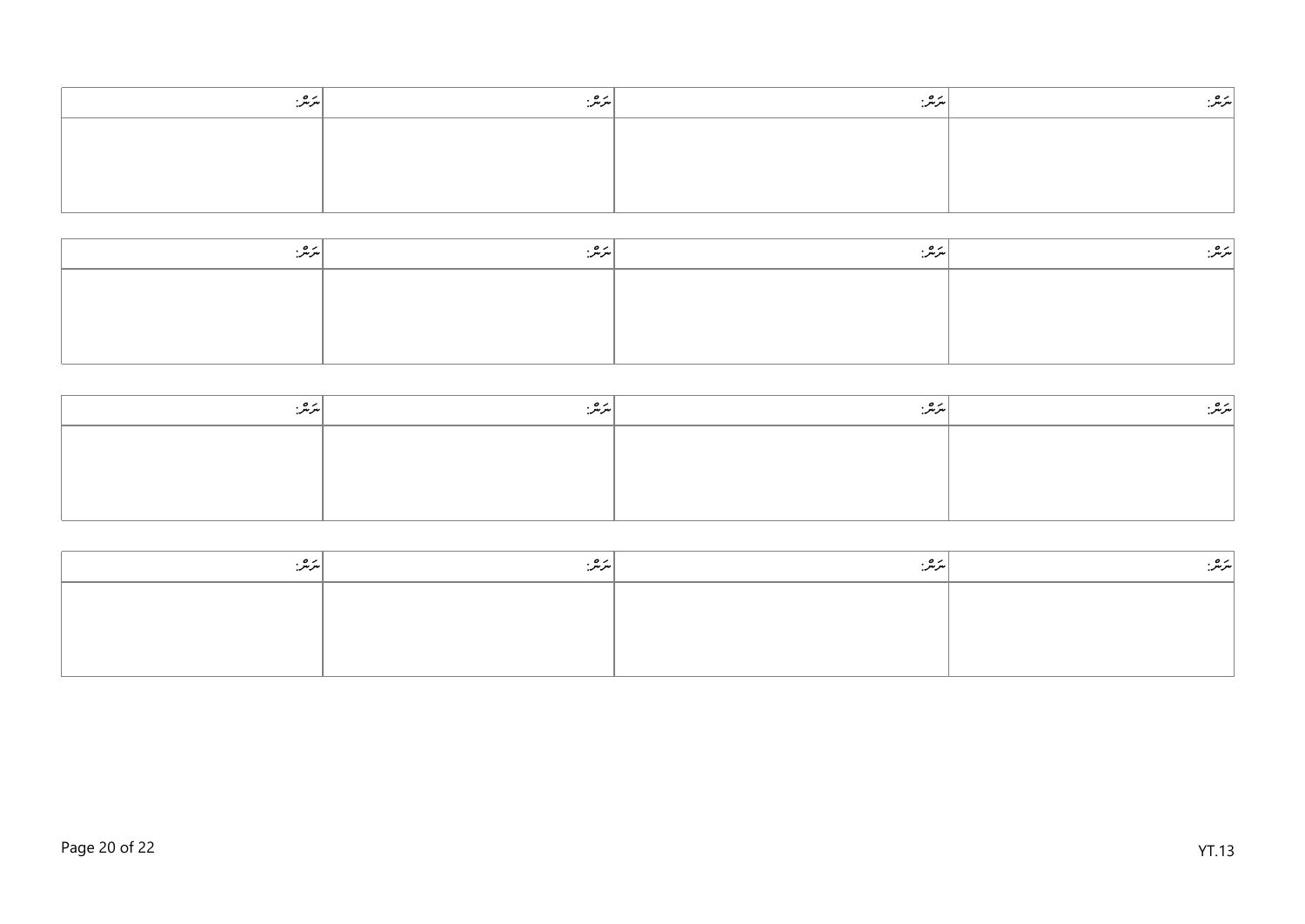| ނަންބަރު: | ނަންބަރު: | ނަންބަރު: | ނަންބަރު: |
|---|---|---|---|
| | | | |

| ނަންބަރު: | ނަންބަރު: | ނަންބަރު: | ނަންބަރު: |
|---|---|---|---|
| | | | |

| ނަންބަރު: | ނަންބަރު: | ނަންބަރު: | ނަންބަރު: |
|---|---|---|---|
| | | | |

| ނަންބަރު: | ނަންބަރު: | ނަންބަރު: | ނަންބަރު: |
|---|---|---|---|
| | | | |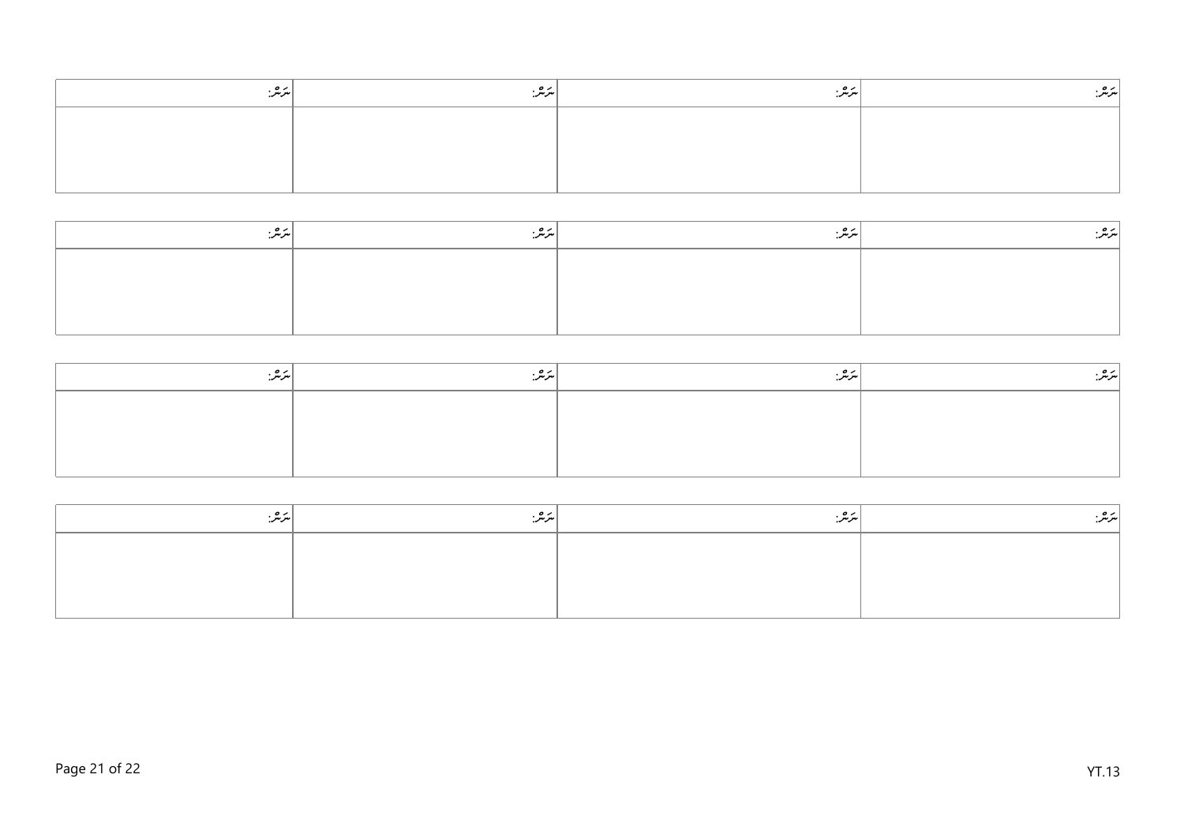| ނަަންބަރު: | ނަަންބަރު: | ނަަންބަރު: | ނަަންބަރު: |
|---|---|---|---|
| | | | |

| ނަަންބަރު: | ނަަންބަރު: | ނަަންބަރު: | ނަަންބަރު: |
|---|---|---|---|
| | | | |

| ނަަންބަރު: | ނަަންބަރު: | ނަަންބަރު: | ނަަންބަރު: |
|---|---|---|---|
| | | | |

| ނަަންބަރު: | ނަަންބަރު: | ނަަންބަރު: | ނަަންބަރު: |
|---|---|---|---|
| | | | |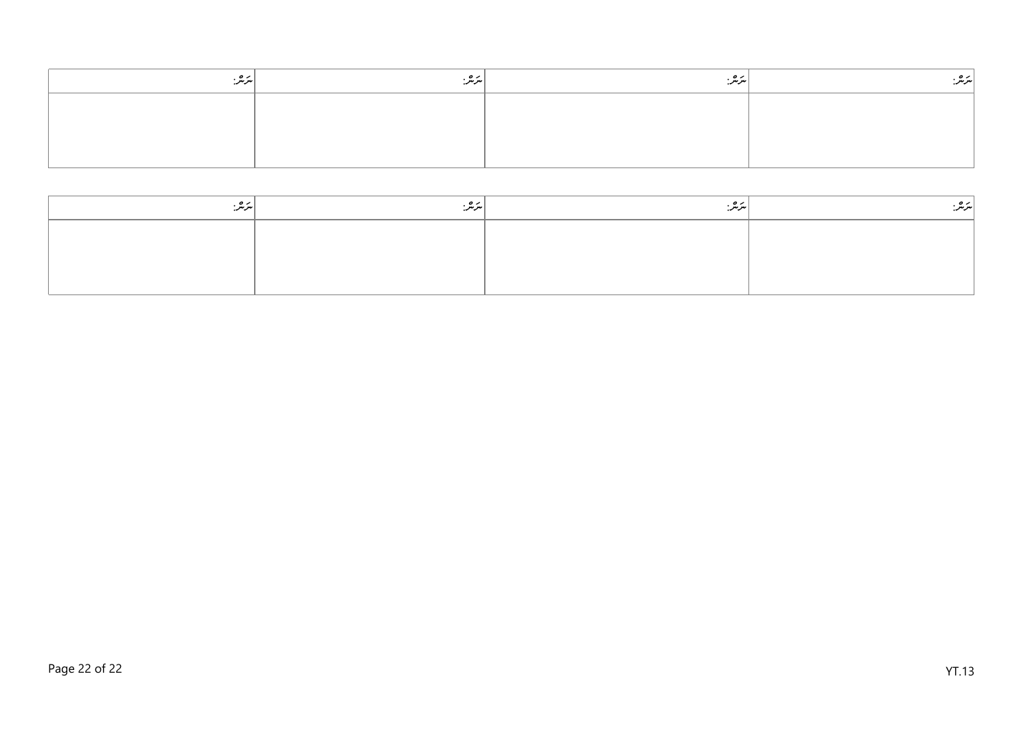| ނަރުދ: | ނަރުދ: | ނަރުދ: | ނަރުދ: |
| --- | --- | --- | --- |
| | | | |

| ނަރުދ: | ނަރުދ: | ނަރުދ: | ނަރުދ: |
| --- | --- | --- | --- |
| | | | |